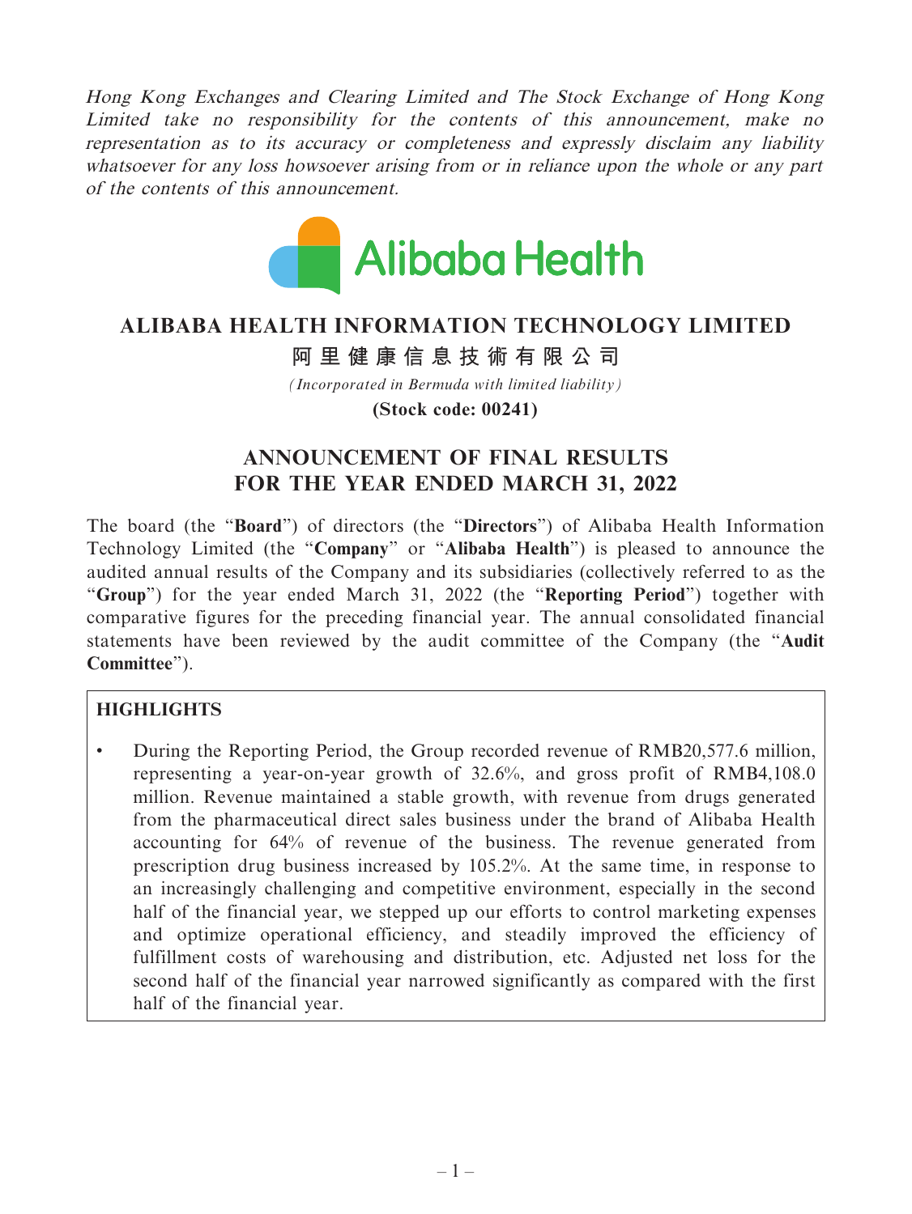*Hong Kong Exchanges and Clearing Limited and The Stock Exchange of Hong Kong Limited take no responsibility for the contents of this announcement, make no representation as to its accuracy or completeness and expressly disclaim any liability whatsoever for any loss howsoever arising from or in reliance upon the whole or any part of the contents of this announcement.*

Alibaba Health

# ALIBABA HEALTH INFORMATION TECHNOLOGY LIMITED

## 阿里健康信息技術有限公司

*(Incorporated in Bermuda with limited liability)*

**(Stock code: 00241)**

# ANNOUNCEMENT OF FINAL RESULTS FOR THE YEAR ENDED MARCH 31, 2022

The board (the "**Board**") of directors (the "**Directors**") of Alibaba Health Information Technology Limited (the "**Company**" or "**Alibaba Health**") is pleased to announce the audited annual results of the Company and its subsidiaries (collectively referred to as the "**Group**") for the year ended March 31, 2022 (the "**Reporting Period**") together with comparative figures for the preceding financial year. The annual consolidated financial statements have been reviewed by the audit committee of the Company (the "**Audit Committee**").

## HIGHLIGHTS

- During the Reporting Period, the Group recorded revenue of RMB20,577.6 million, representing a year-on-year growth of 32.6%, and gross profit of RMB4,108.0 million. Revenue maintained a stable growth, with revenue from drugs generated from the pharmaceutical direct sales business under the brand of Alibaba Health accounting for 64% of revenue of the business. The revenue generated from prescription drug business increased by 105.2%. At the same time, in response to an increasingly challenging and competitive environment, especially in the second half of the financial year, we stepped up our efforts to control marketing expenses and optimize operational efficiency, and steadily improved the efficiency of fulfillment costs of warehousing and distribution, etc. Adjusted net loss for the second half of the financial year narrowed significantly as compared with the first half of the financial year.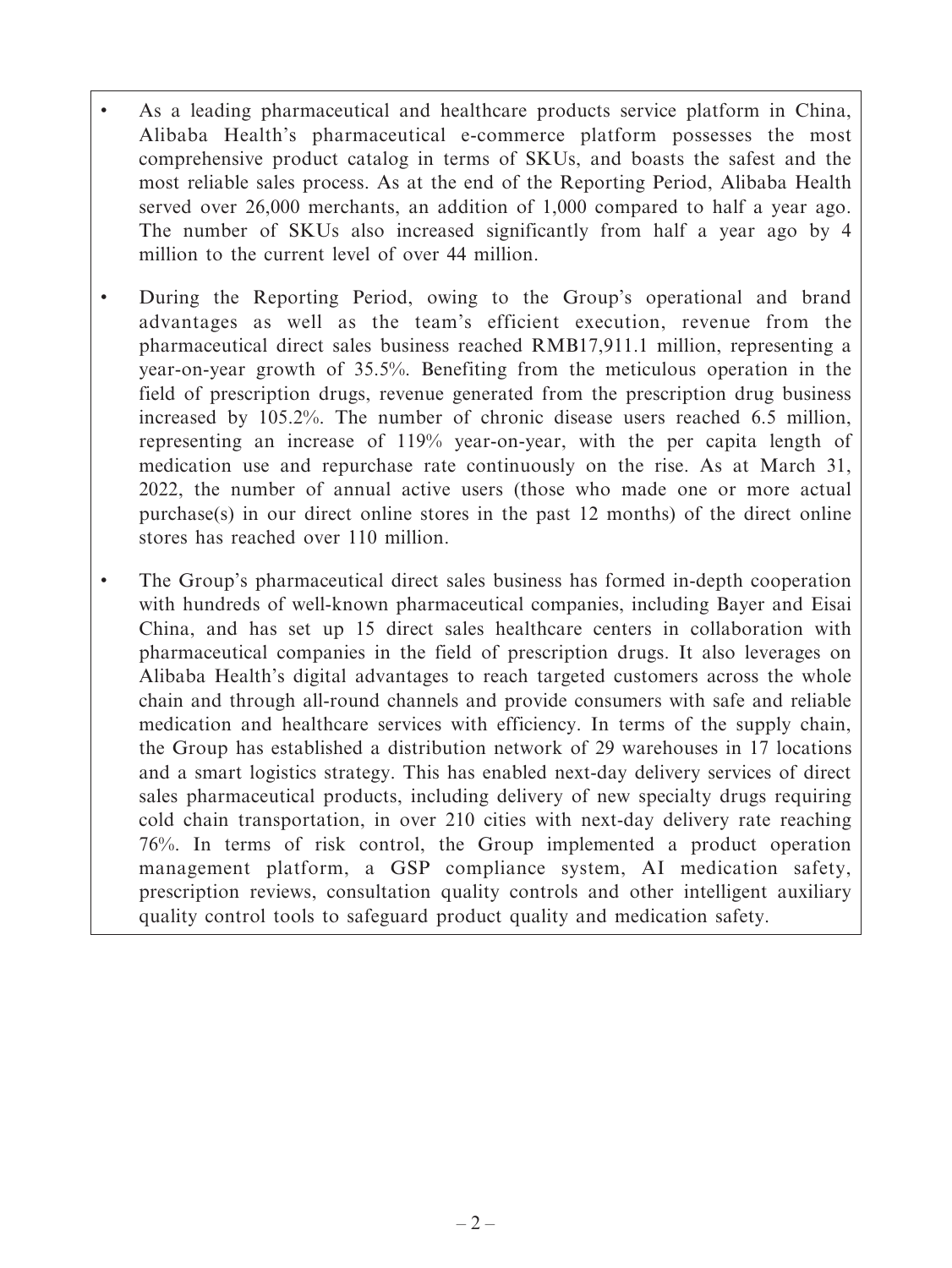- As a leading pharmaceutical and healthcare products service platform in China, Alibaba Health's pharmaceutical e-commerce platform possesses the most comprehensive product catalog in terms of SKUs, and boasts the safest and the most reliable sales process. As at the end of the Reporting Period, Alibaba Health served over 26,000 merchants, an addition of 1,000 compared to half a year ago. The number of SKUs also increased significantly from half a year ago by 4 million to the current level of over 44 million.

- During the Reporting Period, owing to the Group's operational and brand advantages as well as the team's efficient execution, revenue from the pharmaceutical direct sales business reached RMB17,911.1 million, representing a year-on-year growth of 35.5%. Benefiting from the meticulous operation in the field of prescription drugs, revenue generated from the prescription drug business increased by 105.2%. The number of chronic disease users reached 6.5 million, representing an increase of 119% year-on-year, with the per capita length of medication use and repurchase rate continuously on the rise. As at March 31, 2022, the number of annual active users (those who made one or more actual purchase(s) in our direct online stores in the past 12 months) of the direct online stores has reached over 110 million.

- The Group's pharmaceutical direct sales business has formed in-depth cooperation with hundreds of well-known pharmaceutical companies, including Bayer and Eisai China, and has set up 15 direct sales healthcare centers in collaboration with pharmaceutical companies in the field of prescription drugs. It also leverages on Alibaba Health's digital advantages to reach targeted customers across the whole chain and through all-round channels and provide consumers with safe and reliable medication and healthcare services with efficiency. In terms of the supply chain, the Group has established a distribution network of 29 warehouses in 17 locations and a smart logistics strategy. This has enabled next-day delivery services of direct sales pharmaceutical products, including delivery of new specialty drugs requiring cold chain transportation, in over 210 cities with next-day delivery rate reaching 76%. In terms of risk control, the Group implemented a product operation management platform, a GSP compliance system, AI medication safety, prescription reviews, consultation quality controls and other intelligent auxiliary quality control tools to safeguard product quality and medication safety.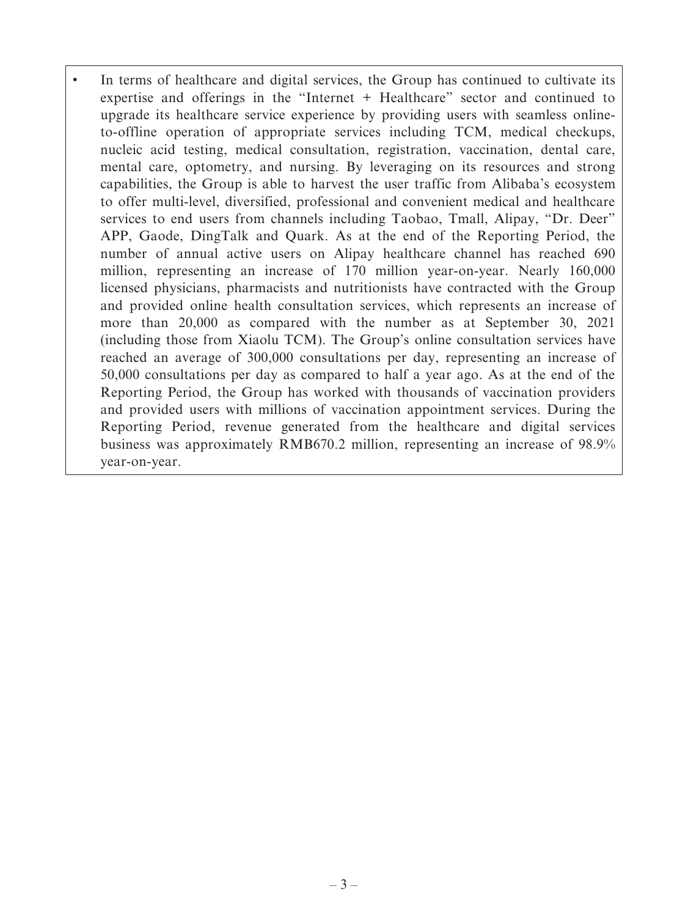- In terms of healthcare and digital services, the Group has continued to cultivate its expertise and offerings in the "Internet + Healthcare" sector and continued to upgrade its healthcare service experience by providing users with seamless online-to-offline operation of appropriate services including TCM, medical checkups, nucleic acid testing, medical consultation, registration, vaccination, dental care, mental care, optometry, and nursing. By leveraging on its resources and strong capabilities, the Group is able to harvest the user traffic from Alibaba's ecosystem to offer multi-level, diversified, professional and convenient medical and healthcare services to end users from channels including Taobao, Tmall, Alipay, "Dr. Deer" APP, Gaode, DingTalk and Quark. As at the end of the Reporting Period, the number of annual active users on Alipay healthcare channel has reached 690 million, representing an increase of 170 million year-on-year. Nearly 160,000 licensed physicians, pharmacists and nutritionists have contracted with the Group and provided online health consultation services, which represents an increase of more than 20,000 as compared with the number as at September 30, 2021 (including those from Xiaolu TCM). The Group's online consultation services have reached an average of 300,000 consultations per day, representing an increase of 50,000 consultations per day as compared to half a year ago. As at the end of the Reporting Period, the Group has worked with thousands of vaccination providers and provided users with millions of vaccination appointment services. During the Reporting Period, revenue generated from the healthcare and digital services business was approximately RMB670.2 million, representing an increase of 98.9% year-on-year.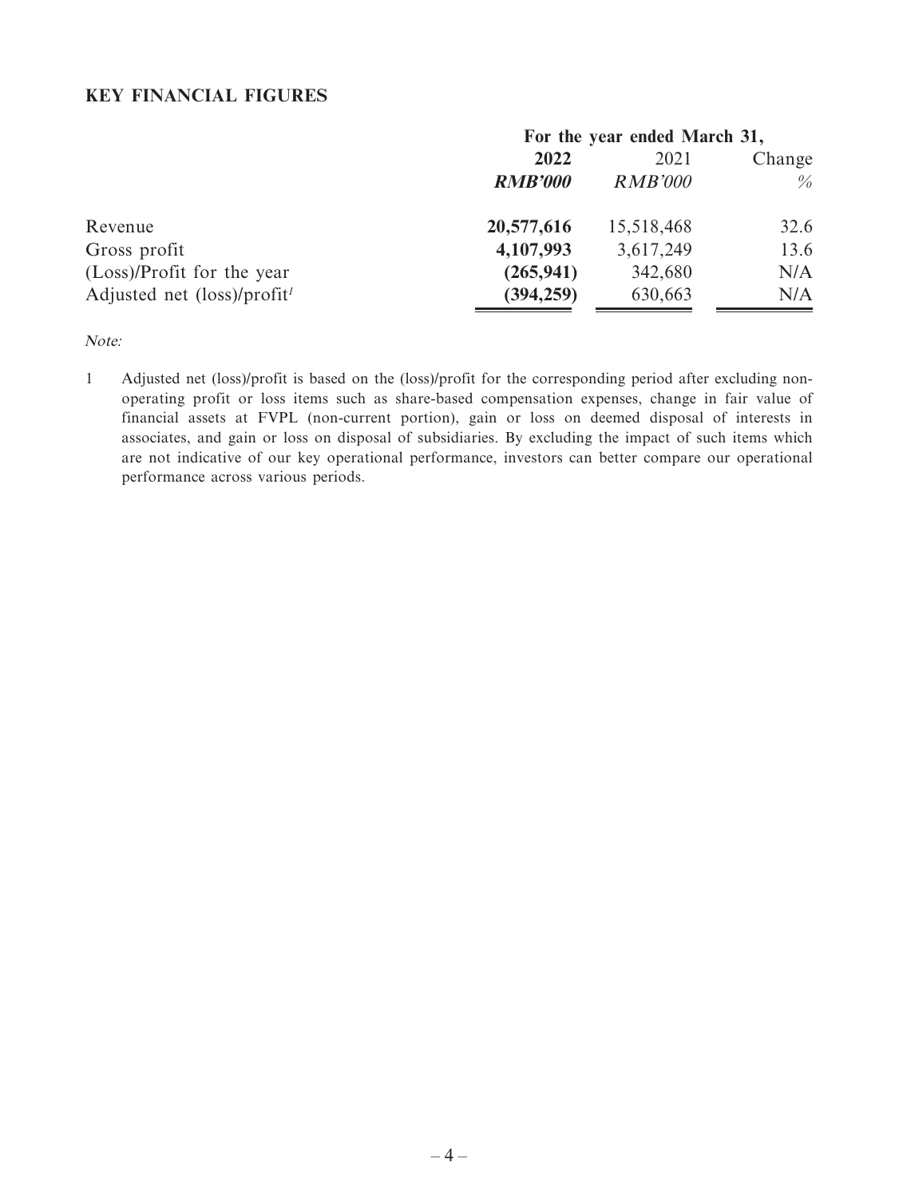## KEY FINANCIAL FIGURES

| | For the year ended March 31, | | |
|---|---|---|---|
| | **2022** | 2021 | Change |
| | ***RMB'000*** | *RMB'000* | *%* |
| Revenue | **20,577,616** | 15,518,468 | 32.6 |
| Gross profit | **4,107,993** | 3,617,249 | 13.6 |
| (Loss)/Profit for the year | **(265,941)** | 342,680 | N/A |
| Adjusted net (loss)/profit[1] | **(394,259)** | 630,663 | N/A |

*Note:*

1 Adjusted net (loss)/profit is based on the (loss)/profit for the corresponding period after excluding non-operating profit or loss items such as share-based compensation expenses, change in fair value of financial assets at FVPL (non-current portion), gain or loss on deemed disposal of interests in associates, and gain or loss on disposal of subsidiaries. By excluding the impact of such items which are not indicative of our key operational performance, investors can better compare our operational performance across various periods.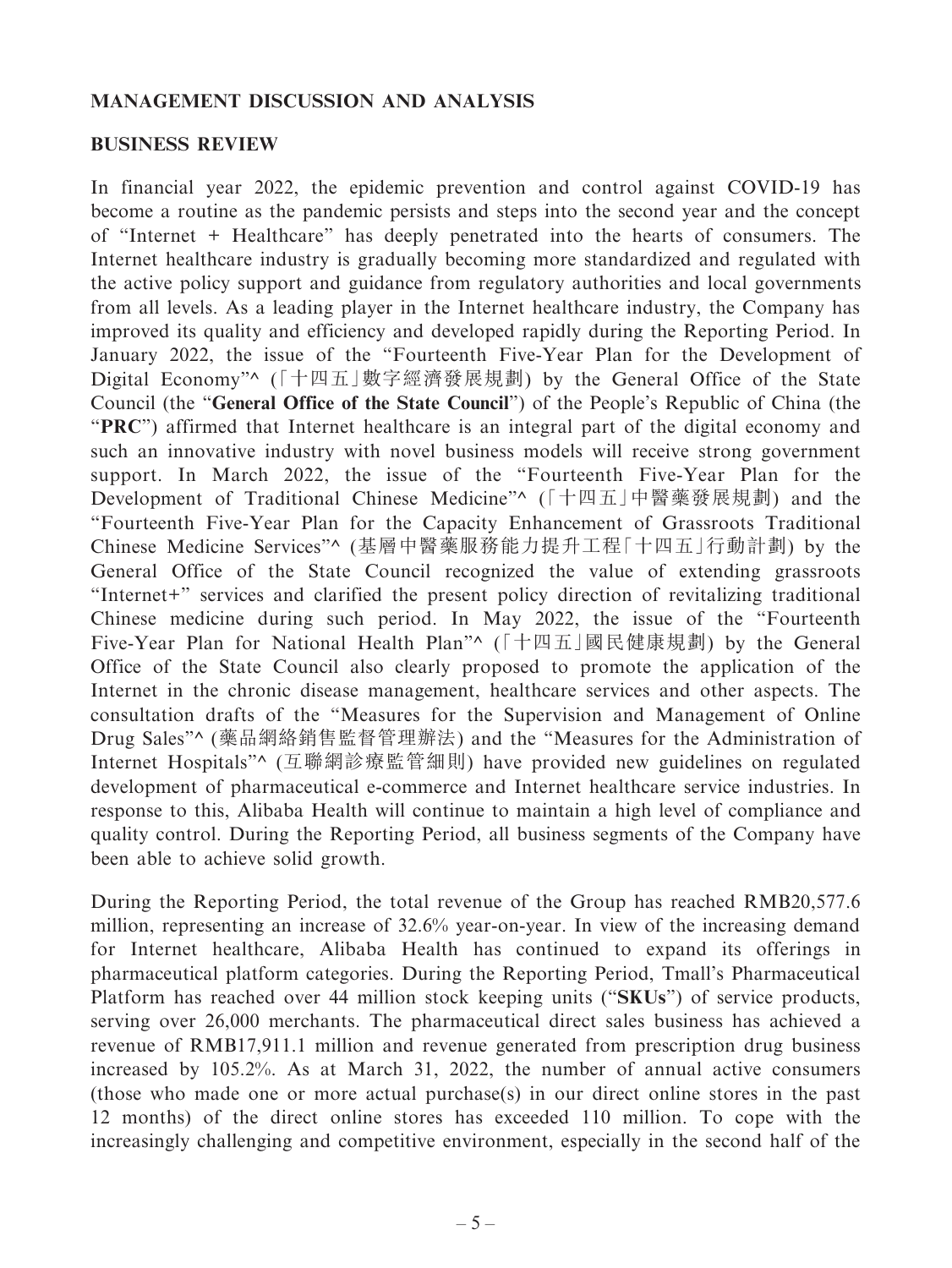## MANAGEMENT DISCUSSION AND ANALYSIS

### BUSINESS REVIEW

In financial year 2022, the epidemic prevention and control against COVID-19 has become a routine as the pandemic persists and steps into the second year and the concept of "Internet + Healthcare" has deeply penetrated into the hearts of consumers. The Internet healthcare industry is gradually becoming more standardized and regulated with the active policy support and guidance from regulatory authorities and local governments from all levels. As a leading player in the Internet healthcare industry, the Company has improved its quality and efficiency and developed rapidly during the Reporting Period. In January 2022, the issue of the "Fourteenth Five-Year Plan for the Development of Digital Economy"^ (「十四五」數字經濟發展規劃) by the General Office of the State Council (the "**General Office of the State Council**") of the People's Republic of China (the "**PRC**") affirmed that Internet healthcare is an integral part of the digital economy and such an innovative industry with novel business models will receive strong government support. In March 2022, the issue of the "Fourteenth Five-Year Plan for the Development of Traditional Chinese Medicine"^ (「十四五」中醫藥發展規劃) and the "Fourteenth Five-Year Plan for the Capacity Enhancement of Grassroots Traditional Chinese Medicine Services"^ (基層中醫藥服務能力提升工程「十四五」行動計劃) by the General Office of the State Council recognized the value of extending grassroots "Internet+" services and clarified the present policy direction of revitalizing traditional Chinese medicine during such period. In May 2022, the issue of the "Fourteenth Five-Year Plan for National Health Plan"^ (「十四五」國民健康規劃) by the General Office of the State Council also clearly proposed to promote the application of the Internet in the chronic disease management, healthcare services and other aspects. The consultation drafts of the "Measures for the Supervision and Management of Online Drug Sales"^ (藥品網絡銷售監督管理辦法) and the "Measures for the Administration of Internet Hospitals"^ (互聯網診療監管細則) have provided new guidelines on regulated development of pharmaceutical e-commerce and Internet healthcare service industries. In response to this, Alibaba Health will continue to maintain a high level of compliance and quality control. During the Reporting Period, all business segments of the Company have been able to achieve solid growth.

During the Reporting Period, the total revenue of the Group has reached RMB20,577.6 million, representing an increase of 32.6% year-on-year. In view of the increasing demand for Internet healthcare, Alibaba Health has continued to expand its offerings in pharmaceutical platform categories. During the Reporting Period, Tmall's Pharmaceutical Platform has reached over 44 million stock keeping units ("**SKUs**") of service products, serving over 26,000 merchants. The pharmaceutical direct sales business has achieved a revenue of RMB17,911.1 million and revenue generated from prescription drug business increased by 105.2%. As at March 31, 2022, the number of annual active consumers (those who made one or more actual purchase(s) in our direct online stores in the past 12 months) of the direct online stores has exceeded 110 million. To cope with the increasingly challenging and competitive environment, especially in the second half of the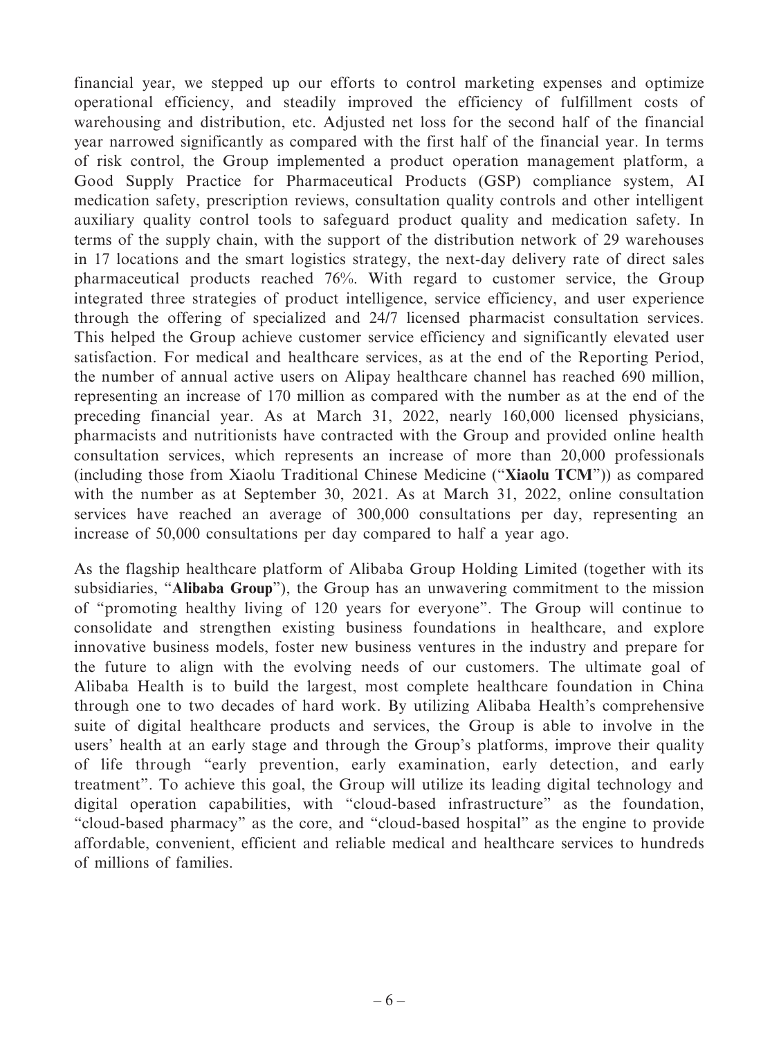financial year, we stepped up our efforts to control marketing expenses and optimize operational efficiency, and steadily improved the efficiency of fulfillment costs of warehousing and distribution, etc. Adjusted net loss for the second half of the financial year narrowed significantly as compared with the first half of the financial year. In terms of risk control, the Group implemented a product operation management platform, a Good Supply Practice for Pharmaceutical Products (GSP) compliance system, AI medication safety, prescription reviews, consultation quality controls and other intelligent auxiliary quality control tools to safeguard product quality and medication safety. In terms of the supply chain, with the support of the distribution network of 29 warehouses in 17 locations and the smart logistics strategy, the next-day delivery rate of direct sales pharmaceutical products reached 76%. With regard to customer service, the Group integrated three strategies of product intelligence, service efficiency, and user experience through the offering of specialized and 24/7 licensed pharmacist consultation services. This helped the Group achieve customer service efficiency and significantly elevated user satisfaction. For medical and healthcare services, as at the end of the Reporting Period, the number of annual active users on Alipay healthcare channel has reached 690 million, representing an increase of 170 million as compared with the number as at the end of the preceding financial year. As at March 31, 2022, nearly 160,000 licensed physicians, pharmacists and nutritionists have contracted with the Group and provided online health consultation services, which represents an increase of more than 20,000 professionals (including those from Xiaolu Traditional Chinese Medicine ("**Xiaolu TCM**")) as compared with the number as at September 30, 2021. As at March 31, 2022, online consultation services have reached an average of 300,000 consultations per day, representing an increase of 50,000 consultations per day compared to half a year ago.

As the flagship healthcare platform of Alibaba Group Holding Limited (together with its subsidiaries, "**Alibaba Group**"), the Group has an unwavering commitment to the mission of "promoting healthy living of 120 years for everyone". The Group will continue to consolidate and strengthen existing business foundations in healthcare, and explore innovative business models, foster new business ventures in the industry and prepare for the future to align with the evolving needs of our customers. The ultimate goal of Alibaba Health is to build the largest, most complete healthcare foundation in China through one to two decades of hard work. By utilizing Alibaba Health's comprehensive suite of digital healthcare products and services, the Group is able to involve in the users' health at an early stage and through the Group's platforms, improve their quality of life through "early prevention, early examination, early detection, and early treatment". To achieve this goal, the Group will utilize its leading digital technology and digital operation capabilities, with "cloud-based infrastructure" as the foundation, "cloud-based pharmacy" as the core, and "cloud-based hospital" as the engine to provide affordable, convenient, efficient and reliable medical and healthcare services to hundreds of millions of families.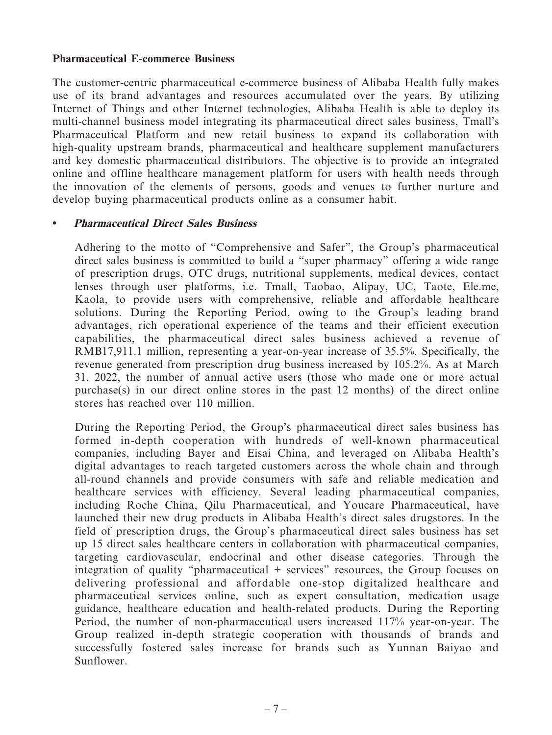**Pharmaceutical E-commerce Business**

The customer-centric pharmaceutical e-commerce business of Alibaba Health fully makes use of its brand advantages and resources accumulated over the years. By utilizing Internet of Things and other Internet technologies, Alibaba Health is able to deploy its multi-channel business model integrating its pharmaceutical direct sales business, Tmall's Pharmaceutical Platform and new retail business to expand its collaboration with high-quality upstream brands, pharmaceutical and healthcare supplement manufacturers and key domestic pharmaceutical distributors. The objective is to provide an integrated online and offline healthcare management platform for users with health needs through the innovation of the elements of persons, goods and venues to further nurture and develop buying pharmaceutical products online as a consumer habit.

- ***Pharmaceutical Direct Sales Business***

  Adhering to the motto of "Comprehensive and Safer", the Group's pharmaceutical direct sales business is committed to build a "super pharmacy" offering a wide range of prescription drugs, OTC drugs, nutritional supplements, medical devices, contact lenses through user platforms, i.e. Tmall, Taobao, Alipay, UC, Taote, Ele.me, Kaola, to provide users with comprehensive, reliable and affordable healthcare solutions. During the Reporting Period, owing to the Group's leading brand advantages, rich operational experience of the teams and their efficient execution capabilities, the pharmaceutical direct sales business achieved a revenue of RMB17,911.1 million, representing a year-on-year increase of 35.5%. Specifically, the revenue generated from prescription drug business increased by 105.2%. As at March 31, 2022, the number of annual active users (those who made one or more actual purchase(s) in our direct online stores in the past 12 months) of the direct online stores has reached over 110 million.

  During the Reporting Period, the Group's pharmaceutical direct sales business has formed in-depth cooperation with hundreds of well-known pharmaceutical companies, including Bayer and Eisai China, and leveraged on Alibaba Health's digital advantages to reach targeted customers across the whole chain and through all-round channels and provide consumers with safe and reliable medication and healthcare services with efficiency. Several leading pharmaceutical companies, including Roche China, Qilu Pharmaceutical, and Youcare Pharmaceutical, have launched their new drug products in Alibaba Health's direct sales drugstores. In the field of prescription drugs, the Group's pharmaceutical direct sales business has set up 15 direct sales healthcare centers in collaboration with pharmaceutical companies, targeting cardiovascular, endocrinal and other disease categories. Through the integration of quality "pharmaceutical + services" resources, the Group focuses on delivering professional and affordable one-stop digitalized healthcare and pharmaceutical services online, such as expert consultation, medication usage guidance, healthcare education and health-related products. During the Reporting Period, the number of non-pharmaceutical users increased 117% year-on-year. The Group realized in-depth strategic cooperation with thousands of brands and successfully fostered sales increase for brands such as Yunnan Baiyao and Sunflower.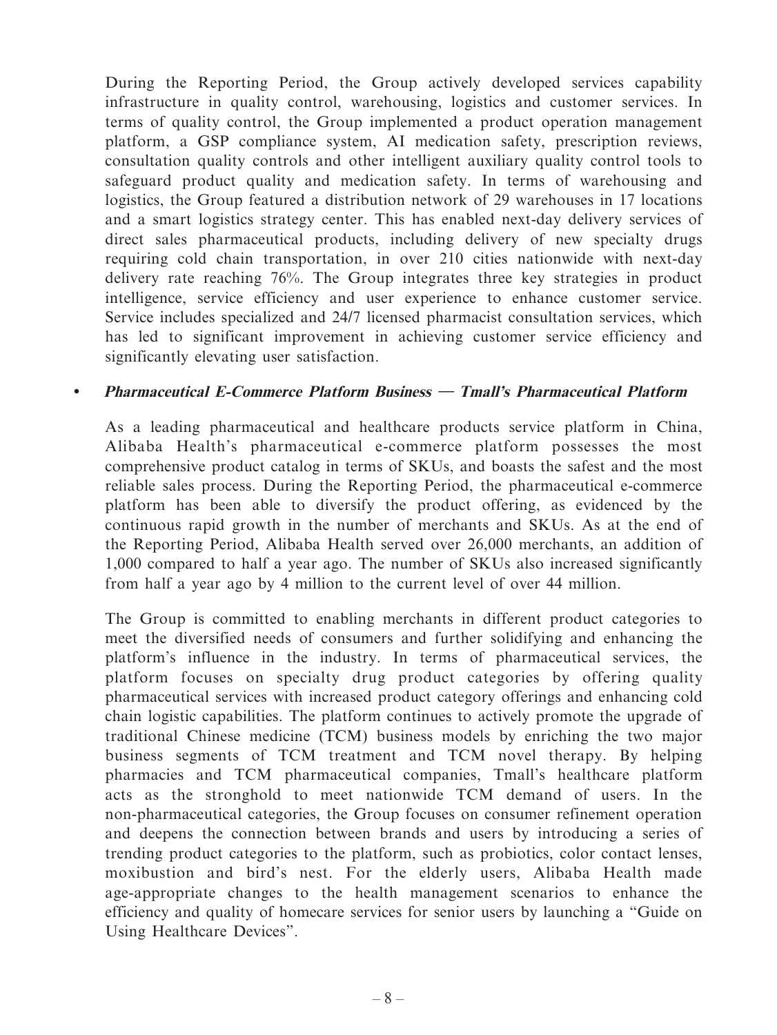During the Reporting Period, the Group actively developed services capability infrastructure in quality control, warehousing, logistics and customer services. In terms of quality control, the Group implemented a product operation management platform, a GSP compliance system, AI medication safety, prescription reviews, consultation quality controls and other intelligent auxiliary quality control tools to safeguard product quality and medication safety. In terms of warehousing and logistics, the Group featured a distribution network of 29 warehouses in 17 locations and a smart logistics strategy center. This has enabled next-day delivery services of direct sales pharmaceutical products, including delivery of new specialty drugs requiring cold chain transportation, in over 210 cities nationwide with next-day delivery rate reaching 76%. The Group integrates three key strategies in product intelligence, service efficiency and user experience to enhance customer service. Service includes specialized and 24/7 licensed pharmacist consultation services, which has led to significant improvement in achieving customer service efficiency and significantly elevating user satisfaction.

- ***Pharmaceutical E-Commerce Platform Business — Tmall's Pharmaceutical Platform***

  As a leading pharmaceutical and healthcare products service platform in China, Alibaba Health's pharmaceutical e-commerce platform possesses the most comprehensive product catalog in terms of SKUs, and boasts the safest and the most reliable sales process. During the Reporting Period, the pharmaceutical e-commerce platform has been able to diversify the product offering, as evidenced by the continuous rapid growth in the number of merchants and SKUs. As at the end of the Reporting Period, Alibaba Health served over 26,000 merchants, an addition of 1,000 compared to half a year ago. The number of SKUs also increased significantly from half a year ago by 4 million to the current level of over 44 million.

  The Group is committed to enabling merchants in different product categories to meet the diversified needs of consumers and further solidifying and enhancing the platform's influence in the industry. In terms of pharmaceutical services, the platform focuses on specialty drug product categories by offering quality pharmaceutical services with increased product category offerings and enhancing cold chain logistic capabilities. The platform continues to actively promote the upgrade of traditional Chinese medicine (TCM) business models by enriching the two major business segments of TCM treatment and TCM novel therapy. By helping pharmacies and TCM pharmaceutical companies, Tmall's healthcare platform acts as the stronghold to meet nationwide TCM demand of users. In the non-pharmaceutical categories, the Group focuses on consumer refinement operation and deepens the connection between brands and users by introducing a series of trending product categories to the platform, such as probiotics, color contact lenses, moxibustion and bird's nest. For the elderly users, Alibaba Health made age-appropriate changes to the health management scenarios to enhance the efficiency and quality of homecare services for senior users by launching a "Guide on Using Healthcare Devices".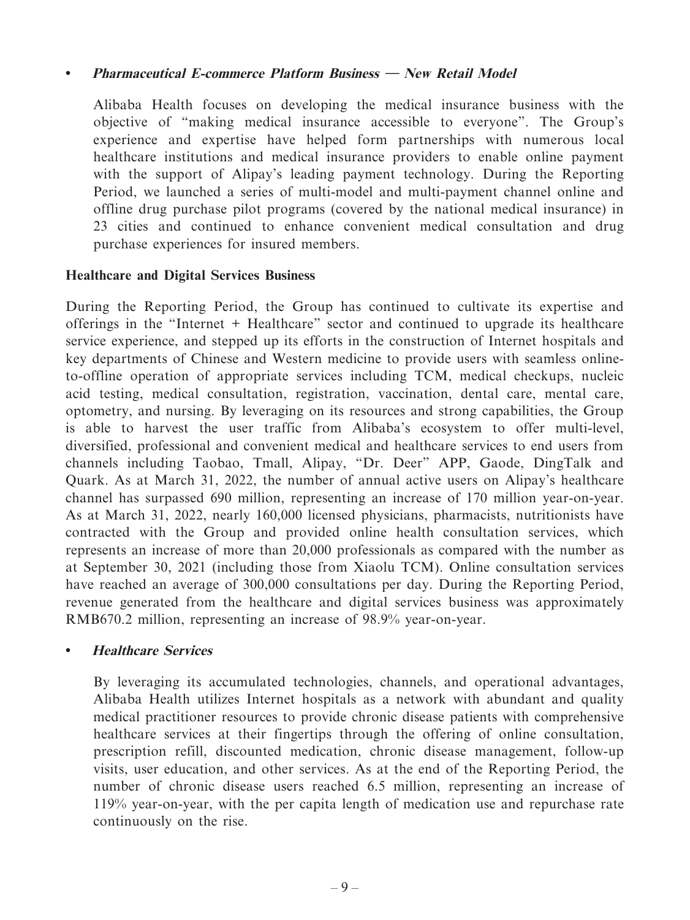- ***Pharmaceutical E-commerce Platform Business — New Retail Model***

  Alibaba Health focuses on developing the medical insurance business with the objective of "making medical insurance accessible to everyone". The Group's experience and expertise have helped form partnerships with numerous local healthcare institutions and medical insurance providers to enable online payment with the support of Alipay's leading payment technology. During the Reporting Period, we launched a series of multi-model and multi-payment channel online and offline drug purchase pilot programs (covered by the national medical insurance) in 23 cities and continued to enhance convenient medical consultation and drug purchase experiences for insured members.

**Healthcare and Digital Services Business**

During the Reporting Period, the Group has continued to cultivate its expertise and offerings in the "Internet + Healthcare" sector and continued to upgrade its healthcare service experience, and stepped up its efforts in the construction of Internet hospitals and key departments of Chinese and Western medicine to provide users with seamless online-to-offline operation of appropriate services including TCM, medical checkups, nucleic acid testing, medical consultation, registration, vaccination, dental care, mental care, optometry, and nursing. By leveraging on its resources and strong capabilities, the Group is able to harvest the user traffic from Alibaba's ecosystem to offer multi-level, diversified, professional and convenient medical and healthcare services to end users from channels including Taobao, Tmall, Alipay, "Dr. Deer" APP, Gaode, DingTalk and Quark. As at March 31, 2022, the number of annual active users on Alipay's healthcare channel has surpassed 690 million, representing an increase of 170 million year-on-year. As at March 31, 2022, nearly 160,000 licensed physicians, pharmacists, nutritionists have contracted with the Group and provided online health consultation services, which represents an increase of more than 20,000 professionals as compared with the number as at September 30, 2021 (including those from Xiaolu TCM). Online consultation services have reached an average of 300,000 consultations per day. During the Reporting Period, revenue generated from the healthcare and digital services business was approximately RMB670.2 million, representing an increase of 98.9% year-on-year.

- ***Healthcare Services***

  By leveraging its accumulated technologies, channels, and operational advantages, Alibaba Health utilizes Internet hospitals as a network with abundant and quality medical practitioner resources to provide chronic disease patients with comprehensive healthcare services at their fingertips through the offering of online consultation, prescription refill, discounted medication, chronic disease management, follow-up visits, user education, and other services. As at the end of the Reporting Period, the number of chronic disease users reached 6.5 million, representing an increase of 119% year-on-year, with the per capita length of medication use and repurchase rate continuously on the rise.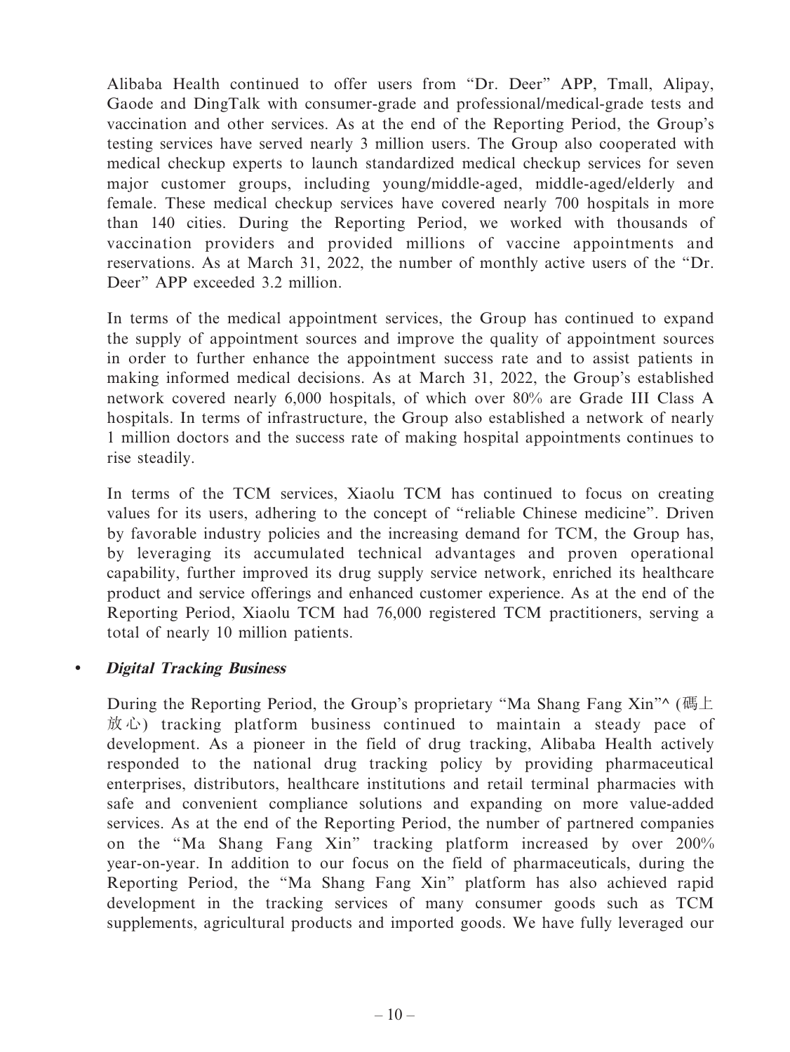Alibaba Health continued to offer users from "Dr. Deer" APP, Tmall, Alipay, Gaode and DingTalk with consumer-grade and professional/medical-grade tests and vaccination and other services. As at the end of the Reporting Period, the Group's testing services have served nearly 3 million users. The Group also cooperated with medical checkup experts to launch standardized medical checkup services for seven major customer groups, including young/middle-aged, middle-aged/elderly and female. These medical checkup services have covered nearly 700 hospitals in more than 140 cities. During the Reporting Period, we worked with thousands of vaccination providers and provided millions of vaccine appointments and reservations. As at March 31, 2022, the number of monthly active users of the "Dr. Deer" APP exceeded 3.2 million.

In terms of the medical appointment services, the Group has continued to expand the supply of appointment sources and improve the quality of appointment sources in order to further enhance the appointment success rate and to assist patients in making informed medical decisions. As at March 31, 2022, the Group's established network covered nearly 6,000 hospitals, of which over 80% are Grade III Class A hospitals. In terms of infrastructure, the Group also established a network of nearly 1 million doctors and the success rate of making hospital appointments continues to rise steadily.

In terms of the TCM services, Xiaolu TCM has continued to focus on creating values for its users, adhering to the concept of "reliable Chinese medicine". Driven by favorable industry policies and the increasing demand for TCM, the Group has, by leveraging its accumulated technical advantages and proven operational capability, further improved its drug supply service network, enriched its healthcare product and service offerings and enhanced customer experience. As at the end of the Reporting Period, Xiaolu TCM had 76,000 registered TCM practitioners, serving a total of nearly 10 million patients.

- ***Digital Tracking Business***

During the Reporting Period, the Group's proprietary "Ma Shang Fang Xin"^ (碼上放心) tracking platform business continued to maintain a steady pace of development. As a pioneer in the field of drug tracking, Alibaba Health actively responded to the national drug tracking policy by providing pharmaceutical enterprises, distributors, healthcare institutions and retail terminal pharmacies with safe and convenient compliance solutions and expanding on more value-added services. As at the end of the Reporting Period, the number of partnered companies on the "Ma Shang Fang Xin" tracking platform increased by over 200% year-on-year. In addition to our focus on the field of pharmaceuticals, during the Reporting Period, the "Ma Shang Fang Xin" platform has also achieved rapid development in the tracking services of many consumer goods such as TCM supplements, agricultural products and imported goods. We have fully leveraged our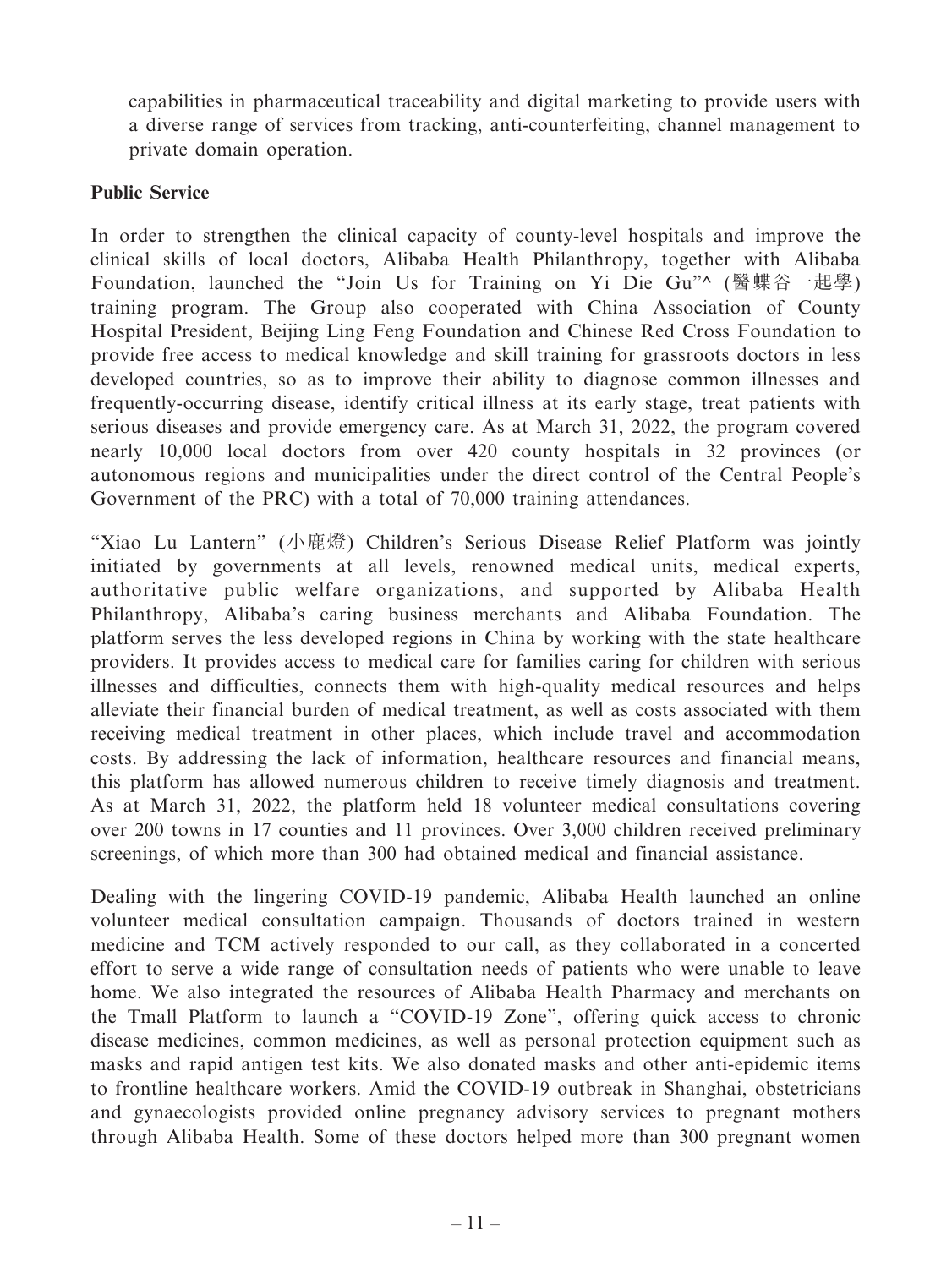capabilities in pharmaceutical traceability and digital marketing to provide users with a diverse range of services from tracking, anti-counterfeiting, channel management to private domain operation.

**Public Service**

In order to strengthen the clinical capacity of county-level hospitals and improve the clinical skills of local doctors, Alibaba Health Philanthropy, together with Alibaba Foundation, launched the "Join Us for Training on Yi Die Gu"^ (醫蝶谷一起學) training program. The Group also cooperated with China Association of County Hospital President, Beijing Ling Feng Foundation and Chinese Red Cross Foundation to provide free access to medical knowledge and skill training for grassroots doctors in less developed countries, so as to improve their ability to diagnose common illnesses and frequently-occurring disease, identify critical illness at its early stage, treat patients with serious diseases and provide emergency care. As at March 31, 2022, the program covered nearly 10,000 local doctors from over 420 county hospitals in 32 provinces (or autonomous regions and municipalities under the direct control of the Central People's Government of the PRC) with a total of 70,000 training attendances.

"Xiao Lu Lantern" (小鹿燈) Children's Serious Disease Relief Platform was jointly initiated by governments at all levels, renowned medical units, medical experts, authoritative public welfare organizations, and supported by Alibaba Health Philanthropy, Alibaba's caring business merchants and Alibaba Foundation. The platform serves the less developed regions in China by working with the state healthcare providers. It provides access to medical care for families caring for children with serious illnesses and difficulties, connects them with high-quality medical resources and helps alleviate their financial burden of medical treatment, as well as costs associated with them receiving medical treatment in other places, which include travel and accommodation costs. By addressing the lack of information, healthcare resources and financial means, this platform has allowed numerous children to receive timely diagnosis and treatment. As at March 31, 2022, the platform held 18 volunteer medical consultations covering over 200 towns in 17 counties and 11 provinces. Over 3,000 children received preliminary screenings, of which more than 300 had obtained medical and financial assistance.

Dealing with the lingering COVID-19 pandemic, Alibaba Health launched an online volunteer medical consultation campaign. Thousands of doctors trained in western medicine and TCM actively responded to our call, as they collaborated in a concerted effort to serve a wide range of consultation needs of patients who were unable to leave home. We also integrated the resources of Alibaba Health Pharmacy and merchants on the Tmall Platform to launch a "COVID-19 Zone", offering quick access to chronic disease medicines, common medicines, as well as personal protection equipment such as masks and rapid antigen test kits. We also donated masks and other anti-epidemic items to frontline healthcare workers. Amid the COVID-19 outbreak in Shanghai, obstetricians and gynaecologists provided online pregnancy advisory services to pregnant mothers through Alibaba Health. Some of these doctors helped more than 300 pregnant women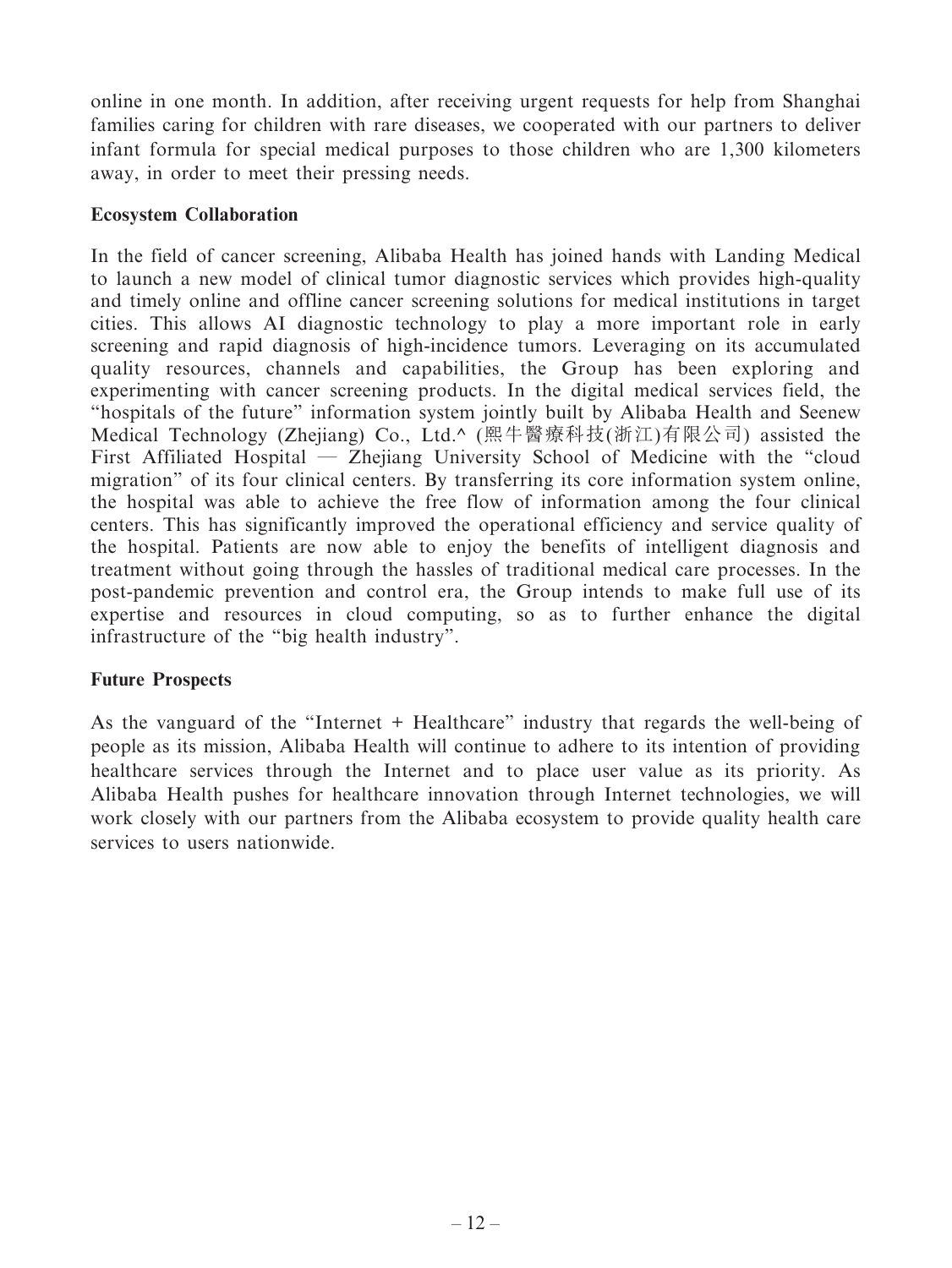online in one month. In addition, after receiving urgent requests for help from Shanghai families caring for children with rare diseases, we cooperated with our partners to deliver infant formula for special medical purposes to those children who are 1,300 kilometers away, in order to meet their pressing needs.

**Ecosystem Collaboration**

In the field of cancer screening, Alibaba Health has joined hands with Landing Medical to launch a new model of clinical tumor diagnostic services which provides high-quality and timely online and offline cancer screening solutions for medical institutions in target cities. This allows AI diagnostic technology to play a more important role in early screening and rapid diagnosis of high-incidence tumors. Leveraging on its accumulated quality resources, channels and capabilities, the Group has been exploring and experimenting with cancer screening products. In the digital medical services field, the "hospitals of the future" information system jointly built by Alibaba Health and Seenew Medical Technology (Zhejiang) Co., Ltd.^ (熙牛醫療科技(浙江)有限公司) assisted the First Affiliated Hospital — Zhejiang University School of Medicine with the "cloud migration" of its four clinical centers. By transferring its core information system online, the hospital was able to achieve the free flow of information among the four clinical centers. This has significantly improved the operational efficiency and service quality of the hospital. Patients are now able to enjoy the benefits of intelligent diagnosis and treatment without going through the hassles of traditional medical care processes. In the post-pandemic prevention and control era, the Group intends to make full use of its expertise and resources in cloud computing, so as to further enhance the digital infrastructure of the "big health industry".

**Future Prospects**

As the vanguard of the "Internet + Healthcare" industry that regards the well-being of people as its mission, Alibaba Health will continue to adhere to its intention of providing healthcare services through the Internet and to place user value as its priority. As Alibaba Health pushes for healthcare innovation through Internet technologies, we will work closely with our partners from the Alibaba ecosystem to provide quality health care services to users nationwide.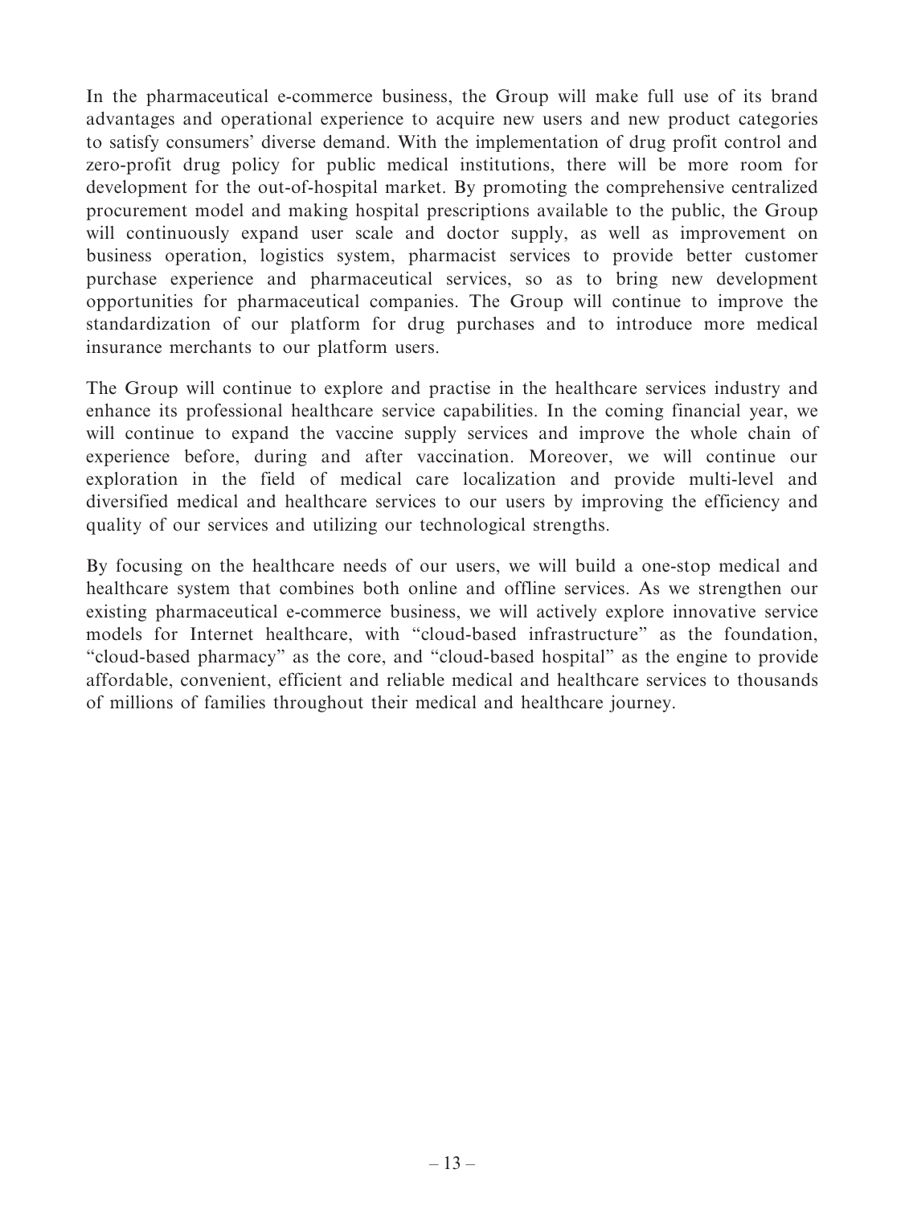In the pharmaceutical e-commerce business, the Group will make full use of its brand advantages and operational experience to acquire new users and new product categories to satisfy consumers' diverse demand. With the implementation of drug profit control and zero-profit drug policy for public medical institutions, there will be more room for development for the out-of-hospital market. By promoting the comprehensive centralized procurement model and making hospital prescriptions available to the public, the Group will continuously expand user scale and doctor supply, as well as improvement on business operation, logistics system, pharmacist services to provide better customer purchase experience and pharmaceutical services, so as to bring new development opportunities for pharmaceutical companies. The Group will continue to improve the standardization of our platform for drug purchases and to introduce more medical insurance merchants to our platform users.

The Group will continue to explore and practise in the healthcare services industry and enhance its professional healthcare service capabilities. In the coming financial year, we will continue to expand the vaccine supply services and improve the whole chain of experience before, during and after vaccination. Moreover, we will continue our exploration in the field of medical care localization and provide multi-level and diversified medical and healthcare services to our users by improving the efficiency and quality of our services and utilizing our technological strengths.

By focusing on the healthcare needs of our users, we will build a one-stop medical and healthcare system that combines both online and offline services. As we strengthen our existing pharmaceutical e-commerce business, we will actively explore innovative service models for Internet healthcare, with "cloud-based infrastructure" as the foundation, "cloud-based pharmacy" as the core, and "cloud-based hospital" as the engine to provide affordable, convenient, efficient and reliable medical and healthcare services to thousands of millions of families throughout their medical and healthcare journey.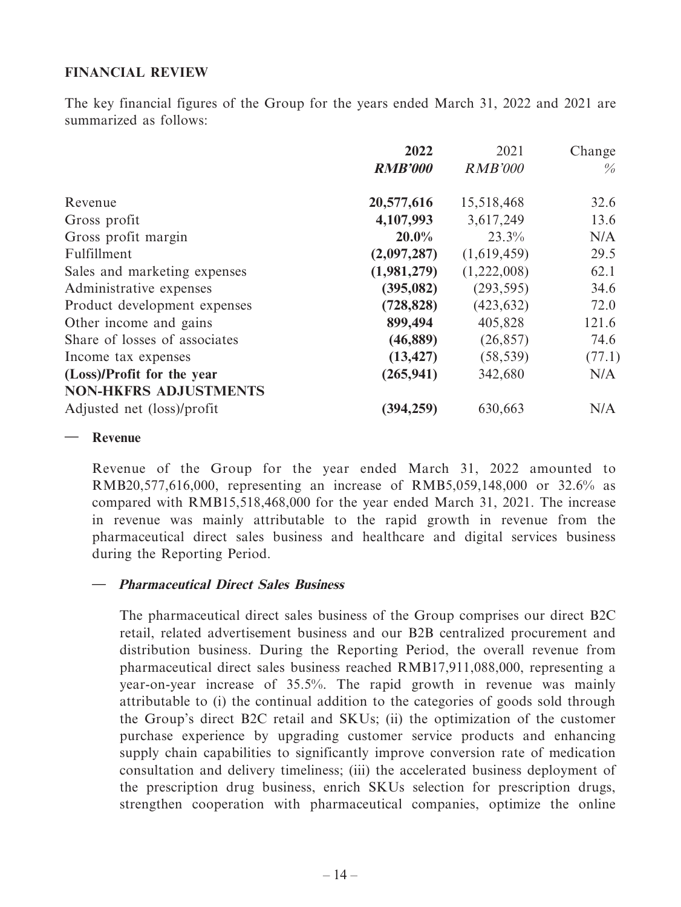**FINANCIAL REVIEW**

The key financial figures of the Group for the years ended March 31, 2022 and 2021 are summarized as follows:

| | 2022 | 2021 | Change |
|---|---|---|---|
| | ***RMB'000*** | *RMB'000* | *%* |
| Revenue | **20,577,616** | 15,518,468 | 32.6 |
| Gross profit | **4,107,993** | 3,617,249 | 13.6 |
| Gross profit margin | **20.0%** | 23.3% | N/A |
| Fulfillment | **(2,097,287)** | (1,619,459) | 29.5 |
| Sales and marketing expenses | **(1,981,279)** | (1,222,008) | 62.1 |
| Administrative expenses | **(395,082)** | (293,595) | 34.6 |
| Product development expenses | **(728,828)** | (423,632) | 72.0 |
| Other income and gains | **899,494** | 405,828 | 121.6 |
| Share of losses of associates | **(46,889)** | (26,857) | 74.6 |
| Income tax expenses | **(13,427)** | (58,539) | (77.1) |
| **(Loss)/Profit for the year** | **(265,941)** | 342,680 | N/A |
| **NON-HKFRS ADJUSTMENTS** | | | |
| Adjusted net (loss)/profit | **(394,259)** | 630,663 | N/A |

— **Revenue**

Revenue of the Group for the year ended March 31, 2022 amounted to RMB20,577,616,000, representing an increase of RMB5,059,148,000 or 32.6% as compared with RMB15,518,468,000 for the year ended March 31, 2021. The increase in revenue was mainly attributable to the rapid growth in revenue from the pharmaceutical direct sales business and healthcare and digital services business during the Reporting Period.

— ***Pharmaceutical Direct Sales Business***

The pharmaceutical direct sales business of the Group comprises our direct B2C retail, related advertisement business and our B2B centralized procurement and distribution business. During the Reporting Period, the overall revenue from pharmaceutical direct sales business reached RMB17,911,088,000, representing a year-on-year increase of 35.5%. The rapid growth in revenue was mainly attributable to (i) the continual addition to the categories of goods sold through the Group's direct B2C retail and SKUs; (ii) the optimization of the customer purchase experience by upgrading customer service products and enhancing supply chain capabilities to significantly improve conversion rate of medication consultation and delivery timeliness; (iii) the accelerated business deployment of the prescription drug business, enrich SKUs selection for prescription drugs, strengthen cooperation with pharmaceutical companies, optimize the online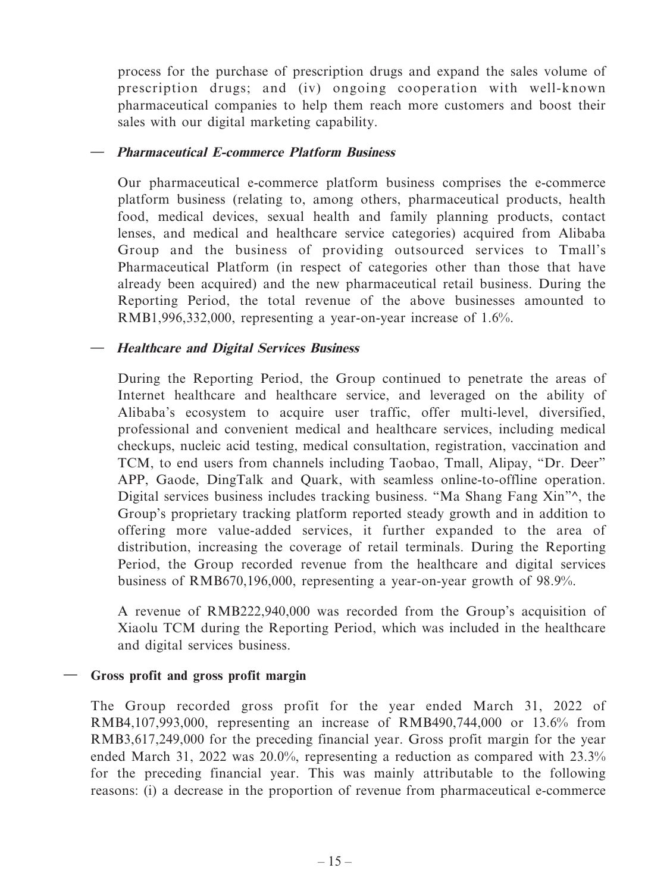process for the purchase of prescription drugs and expand the sales volume of prescription drugs; and (iv) ongoing cooperation with well-known pharmaceutical companies to help them reach more customers and boost their sales with our digital marketing capability.

— ***Pharmaceutical E-commerce Platform Business***

Our pharmaceutical e-commerce platform business comprises the e-commerce platform business (relating to, among others, pharmaceutical products, health food, medical devices, sexual health and family planning products, contact lenses, and medical and healthcare service categories) acquired from Alibaba Group and the business of providing outsourced services to Tmall's Pharmaceutical Platform (in respect of categories other than those that have already been acquired) and the new pharmaceutical retail business. During the Reporting Period, the total revenue of the above businesses amounted to RMB1,996,332,000, representing a year-on-year increase of 1.6%.

— ***Healthcare and Digital Services Business***

During the Reporting Period, the Group continued to penetrate the areas of Internet healthcare and healthcare service, and leveraged on the ability of Alibaba's ecosystem to acquire user traffic, offer multi-level, diversified, professional and convenient medical and healthcare services, including medical checkups, nucleic acid testing, medical consultation, registration, vaccination and TCM, to end users from channels including Taobao, Tmall, Alipay, "Dr. Deer" APP, Gaode, DingTalk and Quark, with seamless online-to-offline operation. Digital services business includes tracking business. "Ma Shang Fang Xin"^, the Group's proprietary tracking platform reported steady growth and in addition to offering more value-added services, it further expanded to the area of distribution, increasing the coverage of retail terminals. During the Reporting Period, the Group recorded revenue from the healthcare and digital services business of RMB670,196,000, representing a year-on-year growth of 98.9%.

A revenue of RMB222,940,000 was recorded from the Group's acquisition of Xiaolu TCM during the Reporting Period, which was included in the healthcare and digital services business.

— **Gross profit and gross profit margin**

The Group recorded gross profit for the year ended March 31, 2022 of RMB4,107,993,000, representing an increase of RMB490,744,000 or 13.6% from RMB3,617,249,000 for the preceding financial year. Gross profit margin for the year ended March 31, 2022 was 20.0%, representing a reduction as compared with 23.3% for the preceding financial year. This was mainly attributable to the following reasons: (i) a decrease in the proportion of revenue from pharmaceutical e-commerce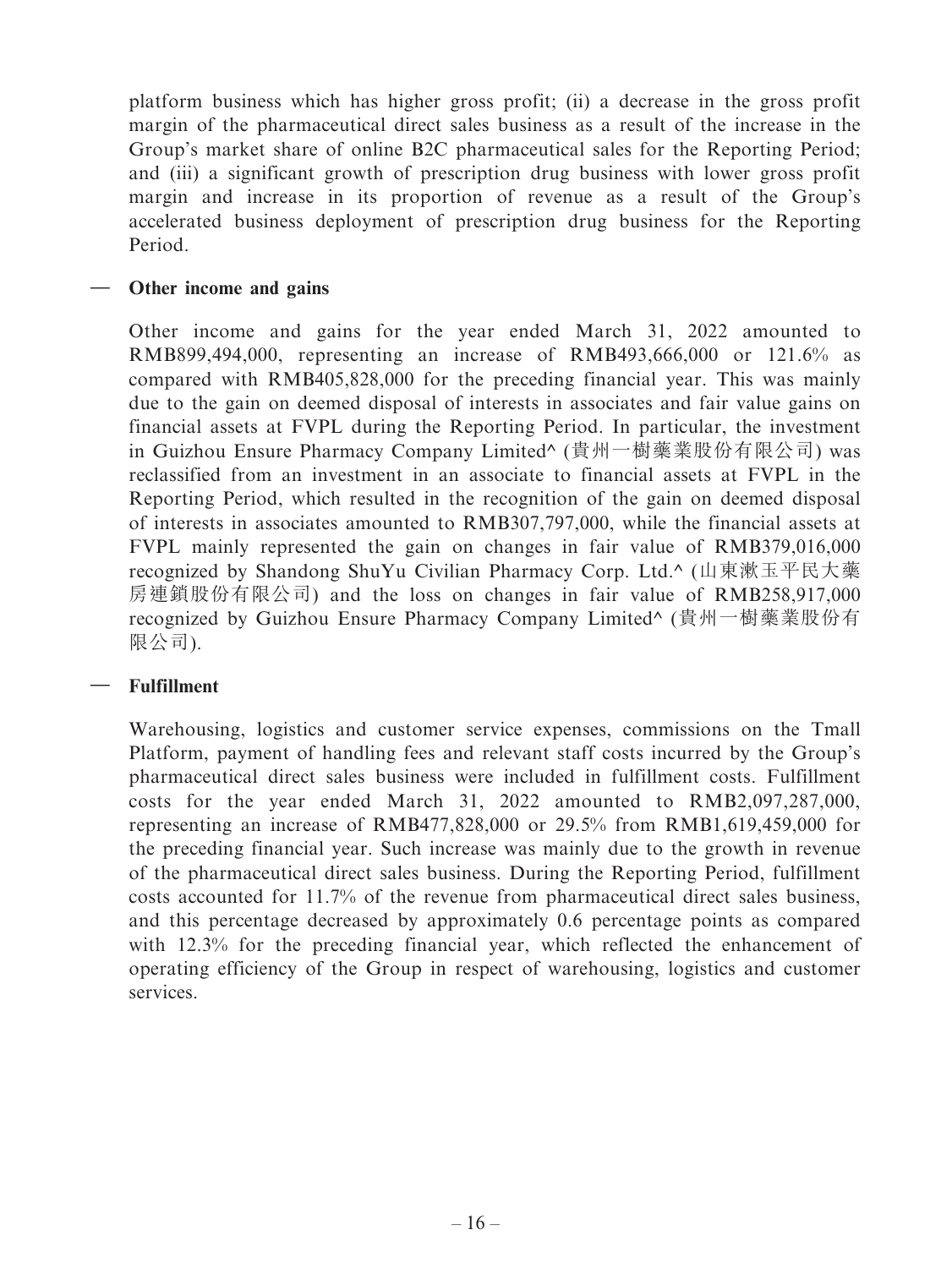platform business which has higher gross profit; (ii) a decrease in the gross profit margin of the pharmaceutical direct sales business as a result of the increase in the Group's market share of online B2C pharmaceutical sales for the Reporting Period; and (iii) a significant growth of prescription drug business with lower gross profit margin and increase in its proportion of revenue as a result of the Group's accelerated business deployment of prescription drug business for the Reporting Period.

— **Other income and gains**

Other income and gains for the year ended March 31, 2022 amounted to RMB899,494,000, representing an increase of RMB493,666,000 or 121.6% as compared with RMB405,828,000 for the preceding financial year. This was mainly due to the gain on deemed disposal of interests in associates and fair value gains on financial assets at FVPL during the Reporting Period. In particular, the investment in Guizhou Ensure Pharmacy Company Limited^ (貴州一樹藥業股份有限公司) was reclassified from an investment in an associate to financial assets at FVPL in the Reporting Period, which resulted in the recognition of the gain on deemed disposal of interests in associates amounted to RMB307,797,000, while the financial assets at FVPL mainly represented the gain on changes in fair value of RMB379,016,000 recognized by Shandong ShuYu Civilian Pharmacy Corp. Ltd.^ (山東漱玉平民大藥房連鎖股份有限公司) and the loss on changes in fair value of RMB258,917,000 recognized by Guizhou Ensure Pharmacy Company Limited^ (貴州一樹藥業股份有限公司).

— **Fulfillment**

Warehousing, logistics and customer service expenses, commissions on the Tmall Platform, payment of handling fees and relevant staff costs incurred by the Group's pharmaceutical direct sales business were included in fulfillment costs. Fulfillment costs for the year ended March 31, 2022 amounted to RMB2,097,287,000, representing an increase of RMB477,828,000 or 29.5% from RMB1,619,459,000 for the preceding financial year. Such increase was mainly due to the growth in revenue of the pharmaceutical direct sales business. During the Reporting Period, fulfillment costs accounted for 11.7% of the revenue from pharmaceutical direct sales business, and this percentage decreased by approximately 0.6 percentage points as compared with 12.3% for the preceding financial year, which reflected the enhancement of operating efficiency of the Group in respect of warehousing, logistics and customer services.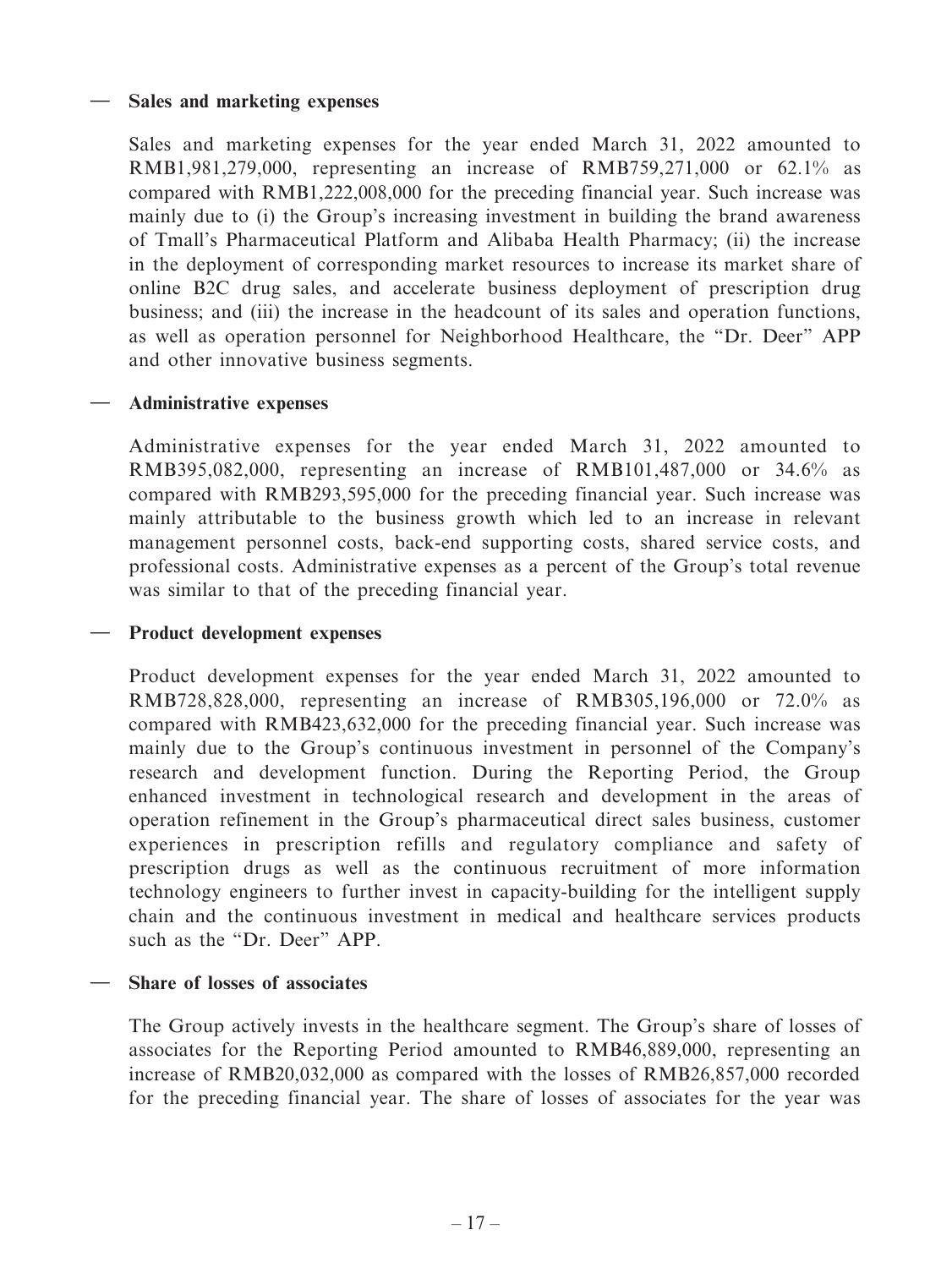— **Sales and marketing expenses**

Sales and marketing expenses for the year ended March 31, 2022 amounted to RMB1,981,279,000, representing an increase of RMB759,271,000 or 62.1% as compared with RMB1,222,008,000 for the preceding financial year. Such increase was mainly due to (i) the Group's increasing investment in building the brand awareness of Tmall's Pharmaceutical Platform and Alibaba Health Pharmacy; (ii) the increase in the deployment of corresponding market resources to increase its market share of online B2C drug sales, and accelerate business deployment of prescription drug business; and (iii) the increase in the headcount of its sales and operation functions, as well as operation personnel for Neighborhood Healthcare, the "Dr. Deer" APP and other innovative business segments.

— **Administrative expenses**

Administrative expenses for the year ended March 31, 2022 amounted to RMB395,082,000, representing an increase of RMB101,487,000 or 34.6% as compared with RMB293,595,000 for the preceding financial year. Such increase was mainly attributable to the business growth which led to an increase in relevant management personnel costs, back-end supporting costs, shared service costs, and professional costs. Administrative expenses as a percent of the Group's total revenue was similar to that of the preceding financial year.

— **Product development expenses**

Product development expenses for the year ended March 31, 2022 amounted to RMB728,828,000, representing an increase of RMB305,196,000 or 72.0% as compared with RMB423,632,000 for the preceding financial year. Such increase was mainly due to the Group's continuous investment in personnel of the Company's research and development function. During the Reporting Period, the Group enhanced investment in technological research and development in the areas of operation refinement in the Group's pharmaceutical direct sales business, customer experiences in prescription refills and regulatory compliance and safety of prescription drugs as well as the continuous recruitment of more information technology engineers to further invest in capacity-building for the intelligent supply chain and the continuous investment in medical and healthcare services products such as the "Dr. Deer" APP.

— **Share of losses of associates**

The Group actively invests in the healthcare segment. The Group's share of losses of associates for the Reporting Period amounted to RMB46,889,000, representing an increase of RMB20,032,000 as compared with the losses of RMB26,857,000 recorded for the preceding financial year. The share of losses of associates for the year was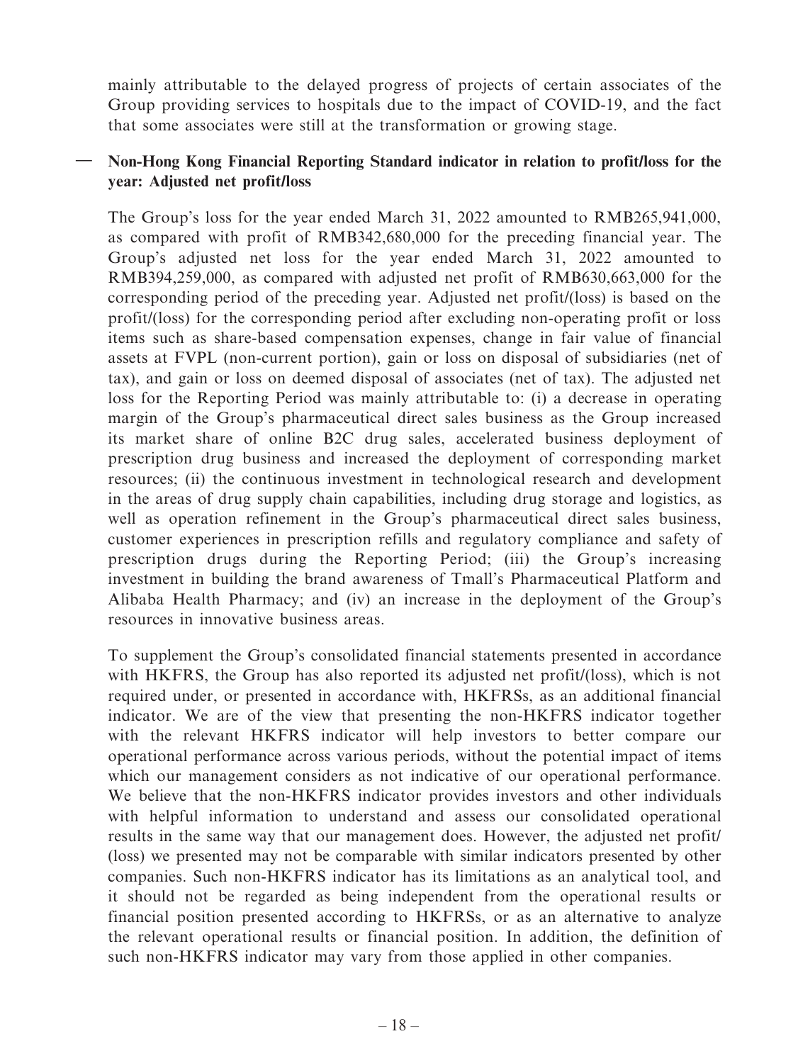mainly attributable to the delayed progress of projects of certain associates of the Group providing services to hospitals due to the impact of COVID-19, and the fact that some associates were still at the transformation or growing stage.

— **Non-Hong Kong Financial Reporting Standard indicator in relation to profit/loss for the year: Adjusted net profit/loss**

The Group's loss for the year ended March 31, 2022 amounted to RMB265,941,000, as compared with profit of RMB342,680,000 for the preceding financial year. The Group's adjusted net loss for the year ended March 31, 2022 amounted to RMB394,259,000, as compared with adjusted net profit of RMB630,663,000 for the corresponding period of the preceding year. Adjusted net profit/(loss) is based on the profit/(loss) for the corresponding period after excluding non-operating profit or loss items such as share-based compensation expenses, change in fair value of financial assets at FVPL (non-current portion), gain or loss on disposal of subsidiaries (net of tax), and gain or loss on deemed disposal of associates (net of tax). The adjusted net loss for the Reporting Period was mainly attributable to: (i) a decrease in operating margin of the Group's pharmaceutical direct sales business as the Group increased its market share of online B2C drug sales, accelerated business deployment of prescription drug business and increased the deployment of corresponding market resources; (ii) the continuous investment in technological research and development in the areas of drug supply chain capabilities, including drug storage and logistics, as well as operation refinement in the Group's pharmaceutical direct sales business, customer experiences in prescription refills and regulatory compliance and safety of prescription drugs during the Reporting Period; (iii) the Group's increasing investment in building the brand awareness of Tmall's Pharmaceutical Platform and Alibaba Health Pharmacy; and (iv) an increase in the deployment of the Group's resources in innovative business areas.

To supplement the Group's consolidated financial statements presented in accordance with HKFRS, the Group has also reported its adjusted net profit/(loss), which is not required under, or presented in accordance with, HKFRSs, as an additional financial indicator. We are of the view that presenting the non-HKFRS indicator together with the relevant HKFRS indicator will help investors to better compare our operational performance across various periods, without the potential impact of items which our management considers as not indicative of our operational performance. We believe that the non-HKFRS indicator provides investors and other individuals with helpful information to understand and assess our consolidated operational results in the same way that our management does. However, the adjusted net profit/(loss) we presented may not be comparable with similar indicators presented by other companies. Such non-HKFRS indicator has its limitations as an analytical tool, and it should not be regarded as being independent from the operational results or financial position presented according to HKFRSs, or as an alternative to analyze the relevant operational results or financial position. In addition, the definition of such non-HKFRS indicator may vary from those applied in other companies.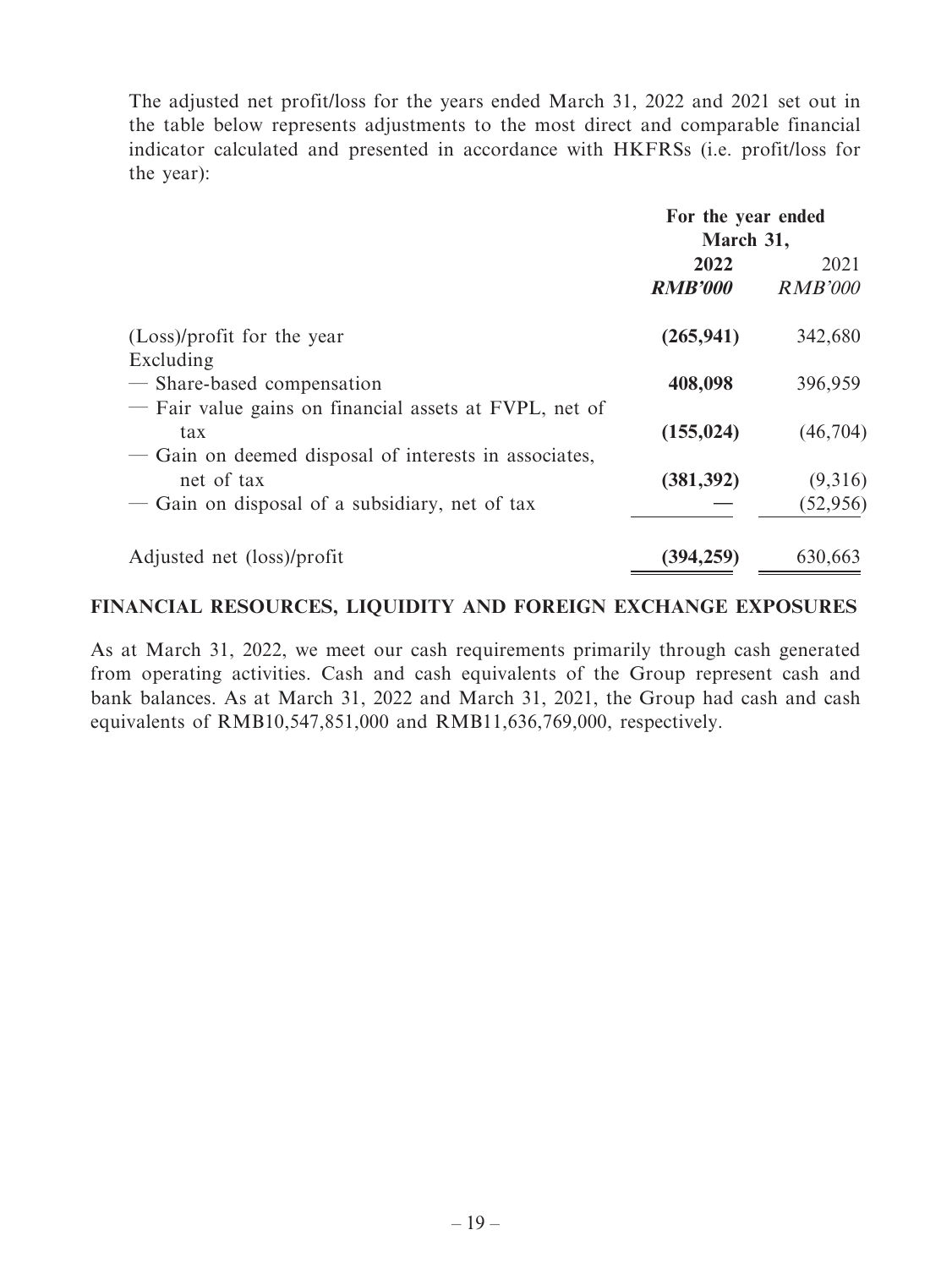The adjusted net profit/loss for the years ended March 31, 2022 and 2021 set out in the table below represents adjustments to the most direct and comparable financial indicator calculated and presented in accordance with HKFRSs (i.e. profit/loss for the year):

| | For the year ended March 31, | |
|---|---|---|
| | **2022** | 2021 |
| | ***RMB'000*** | *RMB'000* |
| (Loss)/profit for the year | **(265,941)** | 342,680 |
| Excluding | | |
| — Share-based compensation | **408,098** | 396,959 |
| — Fair value gains on financial assets at FVPL, net of tax | **(155,024)** | (46,704) |
| — Gain on deemed disposal of interests in associates, net of tax | **(381,392)** | (9,316) |
| — Gain on disposal of a subsidiary, net of tax | **—** | (52,956) |
| Adjusted net (loss)/profit | **(394,259)** | 630,663 |

## FINANCIAL RESOURCES, LIQUIDITY AND FOREIGN EXCHANGE EXPOSURES

As at March 31, 2022, we meet our cash requirements primarily through cash generated from operating activities. Cash and cash equivalents of the Group represent cash and bank balances. As at March 31, 2022 and March 31, 2021, the Group had cash and cash equivalents of RMB10,547,851,000 and RMB11,636,769,000, respectively.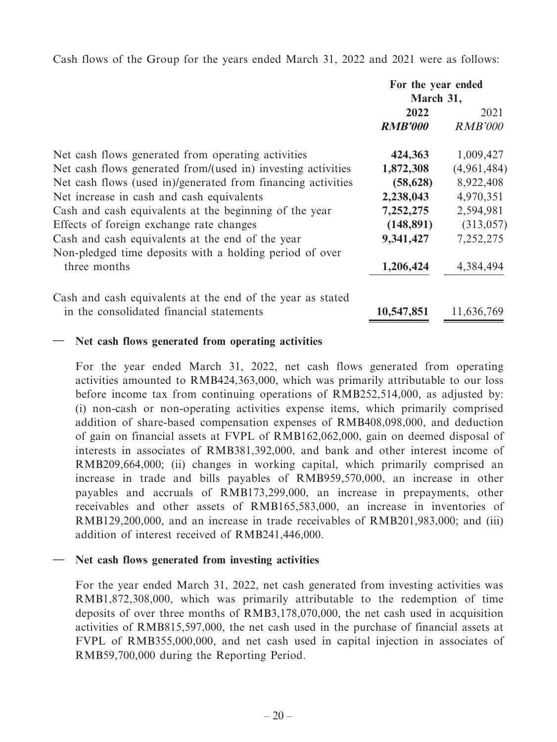Cash flows of the Group for the years ended March 31, 2022 and 2021 were as follows:

| | For the year ended March 31, | |
|---|---|---|
| | **2022** | 2021 |
| | ***RMB'000*** | *RMB'000* |
| Net cash flows generated from operating activities | **424,363** | 1,009,427 |
| Net cash flows generated from/(used in) investing activities | **1,872,308** | (4,961,484) |
| Net cash flows (used in)/generated from financing activities | **(58,628)** | 8,922,408 |
| Net increase in cash and cash equivalents | **2,238,043** | 4,970,351 |
| Cash and cash equivalents at the beginning of the year | **7,252,275** | 2,594,981 |
| Effects of foreign exchange rate changes | **(148,891)** | (313,057) |
| Cash and cash equivalents at the end of the year | **9,341,427** | 7,252,275 |
| Non-pledged time deposits with a holding period of over three months | **1,206,424** | 4,384,494 |
| Cash and cash equivalents at the end of the year as stated in the consolidated financial statements | **10,547,851** | 11,636,769 |

— **Net cash flows generated from operating activities**

For the year ended March 31, 2022, net cash flows generated from operating activities amounted to RMB424,363,000, which was primarily attributable to our loss before income tax from continuing operations of RMB252,514,000, as adjusted by: (i) non-cash or non-operating activities expense items, which primarily comprised addition of share-based compensation expenses of RMB408,098,000, and deduction of gain on financial assets at FVPL of RMB162,062,000, gain on deemed disposal of interests in associates of RMB381,392,000, and bank and other interest income of RMB209,664,000; (ii) changes in working capital, which primarily comprised an increase in trade and bills payables of RMB959,570,000, an increase in other payables and accruals of RMB173,299,000, an increase in prepayments, other receivables and other assets of RMB165,583,000, an increase in inventories of RMB129,200,000, and an increase in trade receivables of RMB201,983,000; and (iii) addition of interest received of RMB241,446,000.

— **Net cash flows generated from investing activities**

For the year ended March 31, 2022, net cash generated from investing activities was RMB1,872,308,000, which was primarily attributable to the redemption of time deposits of over three months of RMB3,178,070,000, the net cash used in acquisition activities of RMB815,597,000, the net cash used in the purchase of financial assets at FVPL of RMB355,000,000, and net cash used in capital injection in associates of RMB59,700,000 during the Reporting Period.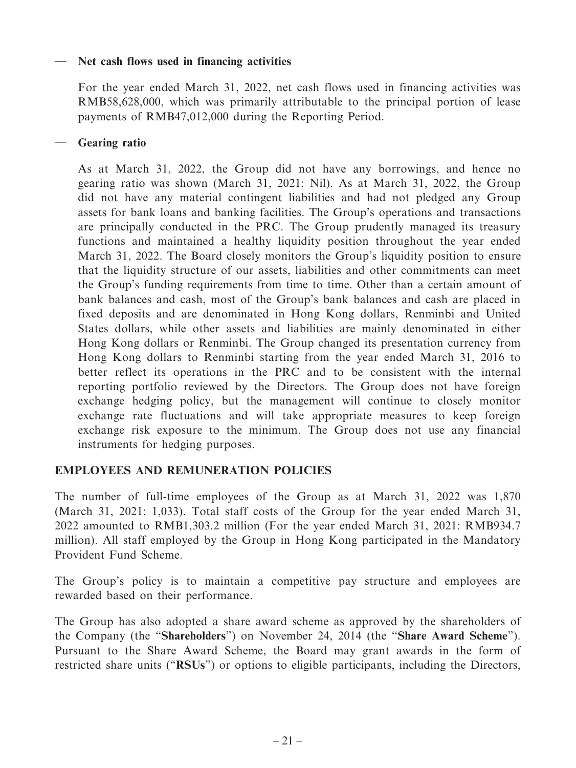— **Net cash flows used in financing activities**

For the year ended March 31, 2022, net cash flows used in financing activities was RMB58,628,000, which was primarily attributable to the principal portion of lease payments of RMB47,012,000 during the Reporting Period.

— **Gearing ratio**

As at March 31, 2022, the Group did not have any borrowings, and hence no gearing ratio was shown (March 31, 2021: Nil). As at March 31, 2022, the Group did not have any material contingent liabilities and had not pledged any Group assets for bank loans and banking facilities. The Group's operations and transactions are principally conducted in the PRC. The Group prudently managed its treasury functions and maintained a healthy liquidity position throughout the year ended March 31, 2022. The Board closely monitors the Group's liquidity position to ensure that the liquidity structure of our assets, liabilities and other commitments can meet the Group's funding requirements from time to time. Other than a certain amount of bank balances and cash, most of the Group's bank balances and cash are placed in fixed deposits and are denominated in Hong Kong dollars, Renminbi and United States dollars, while other assets and liabilities are mainly denominated in either Hong Kong dollars or Renminbi. The Group changed its presentation currency from Hong Kong dollars to Renminbi starting from the year ended March 31, 2016 to better reflect its operations in the PRC and to be consistent with the internal reporting portfolio reviewed by the Directors. The Group does not have foreign exchange hedging policy, but the management will continue to closely monitor exchange rate fluctuations and will take appropriate measures to keep foreign exchange risk exposure to the minimum. The Group does not use any financial instruments for hedging purposes.

## EMPLOYEES AND REMUNERATION POLICIES

The number of full-time employees of the Group as at March 31, 2022 was 1,870 (March 31, 2021: 1,033). Total staff costs of the Group for the year ended March 31, 2022 amounted to RMB1,303.2 million (For the year ended March 31, 2021: RMB934.7 million). All staff employed by the Group in Hong Kong participated in the Mandatory Provident Fund Scheme.

The Group's policy is to maintain a competitive pay structure and employees are rewarded based on their performance.

The Group has also adopted a share award scheme as approved by the shareholders of the Company (the "**Shareholders**") on November 24, 2014 (the "**Share Award Scheme**"). Pursuant to the Share Award Scheme, the Board may grant awards in the form of restricted share units ("**RSUs**") or options to eligible participants, including the Directors,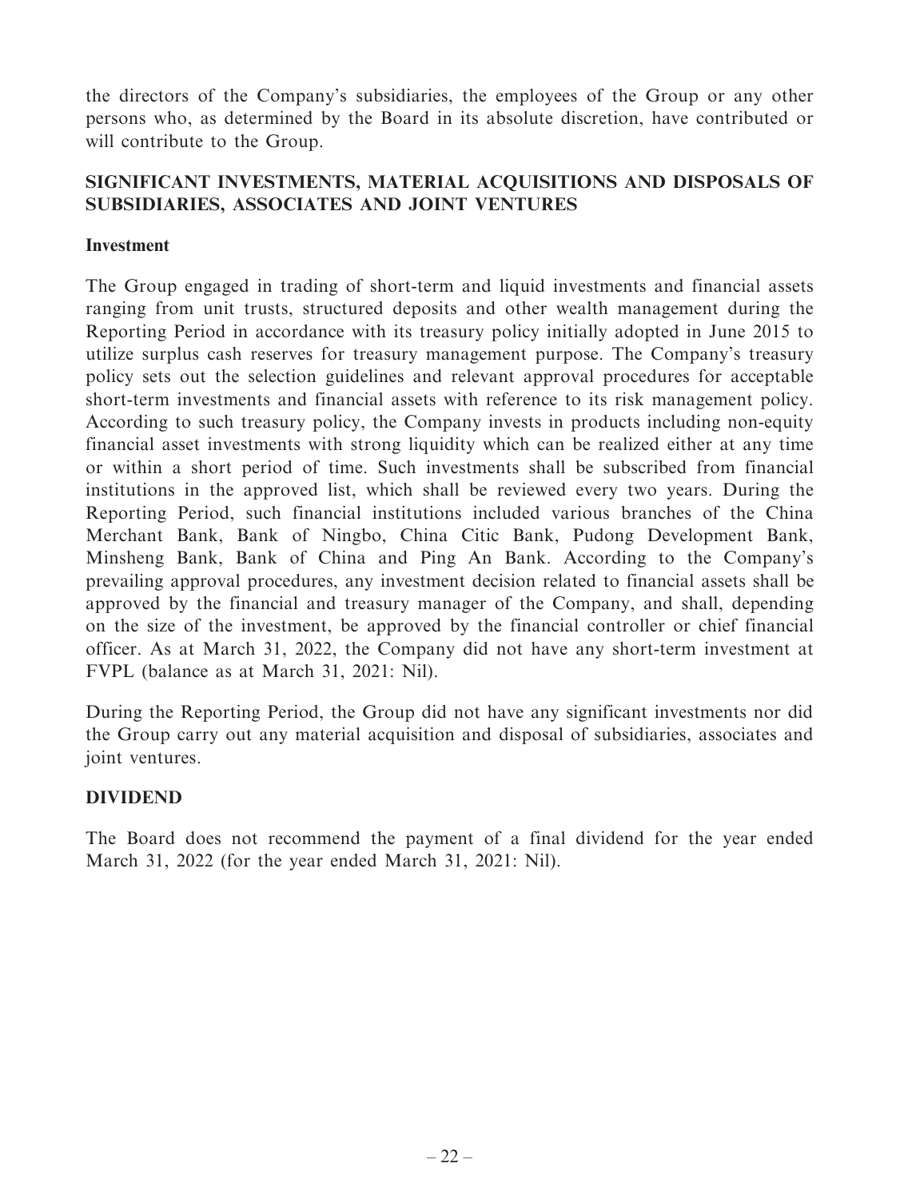the directors of the Company's subsidiaries, the employees of the Group or any other persons who, as determined by the Board in its absolute discretion, have contributed or will contribute to the Group.

## SIGNIFICANT INVESTMENTS, MATERIAL ACQUISITIONS AND DISPOSALS OF SUBSIDIARIES, ASSOCIATES AND JOINT VENTURES

### Investment

The Group engaged in trading of short-term and liquid investments and financial assets ranging from unit trusts, structured deposits and other wealth management during the Reporting Period in accordance with its treasury policy initially adopted in June 2015 to utilize surplus cash reserves for treasury management purpose. The Company's treasury policy sets out the selection guidelines and relevant approval procedures for acceptable short-term investments and financial assets with reference to its risk management policy. According to such treasury policy, the Company invests in products including non-equity financial asset investments with strong liquidity which can be realized either at any time or within a short period of time. Such investments shall be subscribed from financial institutions in the approved list, which shall be reviewed every two years. During the Reporting Period, such financial institutions included various branches of the China Merchant Bank, Bank of Ningbo, China Citic Bank, Pudong Development Bank, Minsheng Bank, Bank of China and Ping An Bank. According to the Company's prevailing approval procedures, any investment decision related to financial assets shall be approved by the financial and treasury manager of the Company, and shall, depending on the size of the investment, be approved by the financial controller or chief financial officer. As at March 31, 2022, the Company did not have any short-term investment at FVPL (balance as at March 31, 2021: Nil).

During the Reporting Period, the Group did not have any significant investments nor did the Group carry out any material acquisition and disposal of subsidiaries, associates and joint ventures.

## DIVIDEND

The Board does not recommend the payment of a final dividend for the year ended March 31, 2022 (for the year ended March 31, 2021: Nil).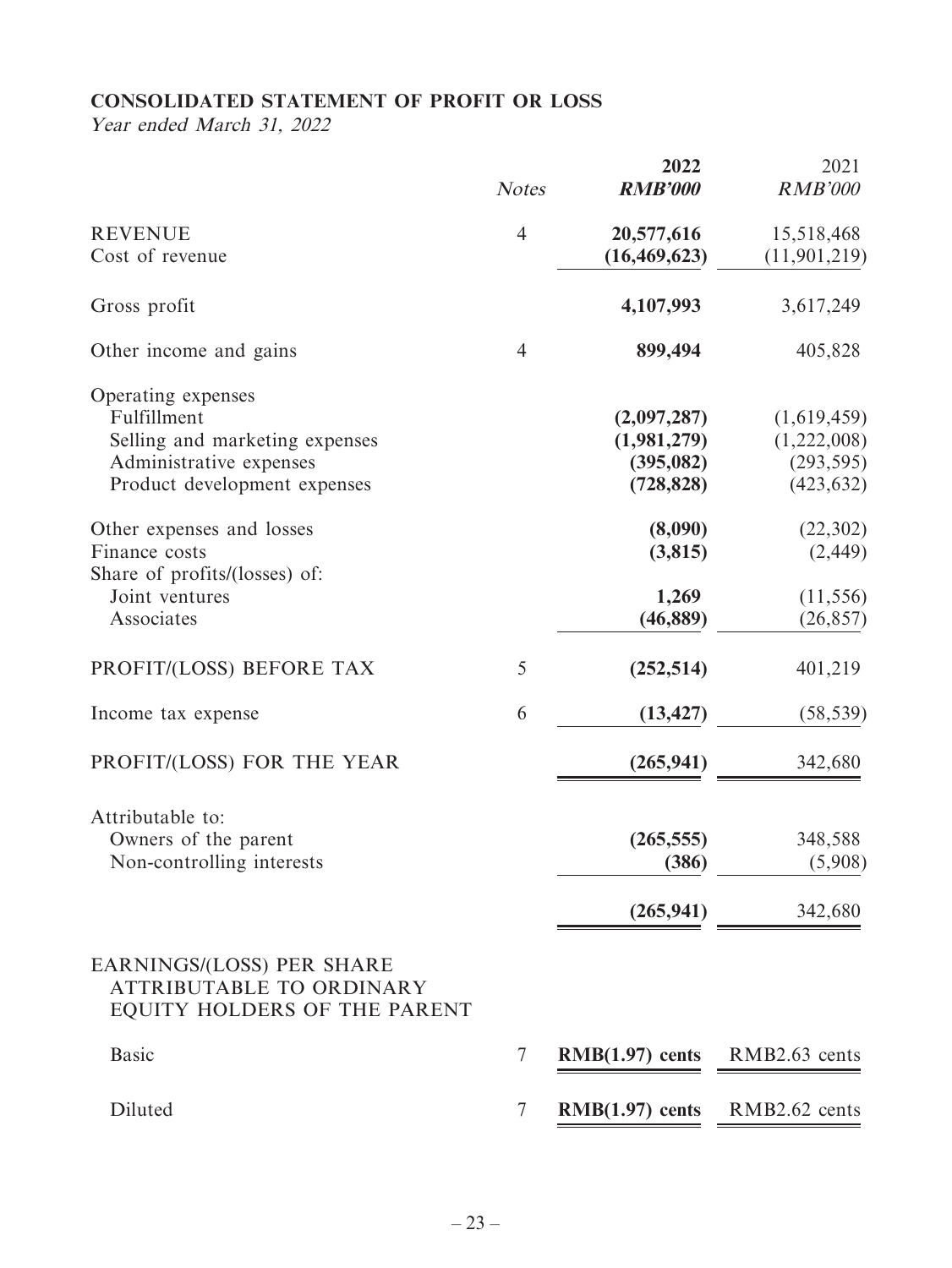## CONSOLIDATED STATEMENT OF PROFIT OR LOSS

*Year ended March 31, 2022*

| | *Notes* | **2022** ***RMB'000*** | 2021 *RMB'000* |
|---|---|---|---|
| REVENUE | 4 | **20,577,616** | 15,518,468 |
| Cost of revenue | | **(16,469,623)** | (11,901,219) |
| Gross profit | | **4,107,993** | 3,617,249 |
| Other income and gains | 4 | **899,494** | 405,828 |
| Operating expenses | | | |
| Fulfillment | | **(2,097,287)** | (1,619,459) |
| Selling and marketing expenses | | **(1,981,279)** | (1,222,008) |
| Administrative expenses | | **(395,082)** | (293,595) |
| Product development expenses | | **(728,828)** | (423,632) |
| Other expenses and losses | | **(8,090)** | (22,302) |
| Finance costs | | **(3,815)** | (2,449) |
| Share of profits/(losses) of: | | | |
| Joint ventures | | **1,269** | (11,556) |
| Associates | | **(46,889)** | (26,857) |
| PROFIT/(LOSS) BEFORE TAX | 5 | **(252,514)** | 401,219 |
| Income tax expense | 6 | **(13,427)** | (58,539) |
| PROFIT/(LOSS) FOR THE YEAR | | **(265,941)** | 342,680 |
| Attributable to: | | | |
| Owners of the parent | | **(265,555)** | 348,588 |
| Non-controlling interests | | **(386)** | (5,908) |
| | | **(265,941)** | 342,680 |
| EARNINGS/(LOSS) PER SHARE ATTRIBUTABLE TO ORDINARY EQUITY HOLDERS OF THE PARENT | | | |
| Basic | 7 | **RMB(1.97) cents** | RMB2.63 cents |
| Diluted | 7 | **RMB(1.97) cents** | RMB2.62 cents |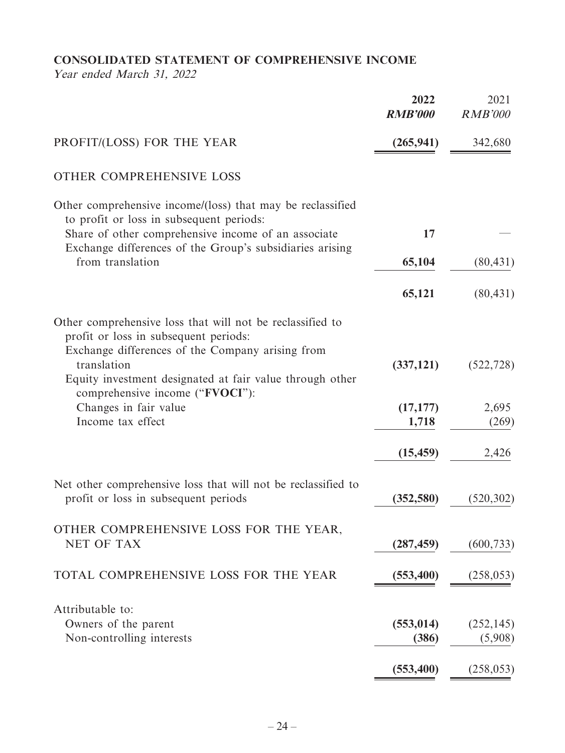## CONSOLIDATED STATEMENT OF COMPREHENSIVE INCOME

*Year ended March 31, 2022*

| | 2022 RMB'000 | 2021 RMB'000 |
|---|---|---|
| PROFIT/(LOSS) FOR THE YEAR | **(265,941)** | 342,680 |
| OTHER COMPREHENSIVE LOSS | | |
| Other comprehensive income/(loss) that may be reclassified to profit or loss in subsequent periods: | | |
| Share of other comprehensive income of an associate | **17** | — |
| Exchange differences of the Group's subsidiaries arising from translation | **65,104** | (80,431) |
| | **65,121** | (80,431) |
| Other comprehensive loss that will not be reclassified to profit or loss in subsequent periods: | | |
| Exchange differences of the Company arising from translation | **(337,121)** | (522,728) |
| Equity investment designated at fair value through other comprehensive income ("**FVOCI**"): | | |
| Changes in fair value | **(17,177)** | 2,695 |
| Income tax effect | **1,718** | (269) |
| | **(15,459)** | 2,426 |
| Net other comprehensive loss that will not be reclassified to profit or loss in subsequent periods | **(352,580)** | (520,302) |
| OTHER COMPREHENSIVE LOSS FOR THE YEAR, NET OF TAX | **(287,459)** | (600,733) |
| TOTAL COMPREHENSIVE LOSS FOR THE YEAR | **(553,400)** | (258,053) |
| Attributable to: | | |
| Owners of the parent | **(553,014)** | (252,145) |
| Non-controlling interests | **(386)** | (5,908) |
| | **(553,400)** | (258,053) |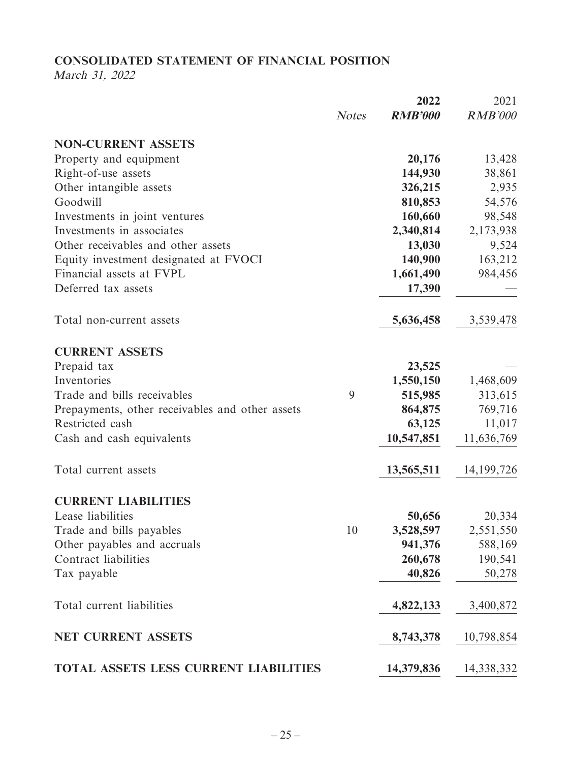## CONSOLIDATED STATEMENT OF FINANCIAL POSITION

*March 31, 2022*

| | *Notes* | **2022** | 2021 |
|---|---|---|---|
| | | ***RMB'000*** | *RMB'000* |
| **NON-CURRENT ASSETS** | | | |
| Property and equipment | | **20,176** | 13,428 |
| Right-of-use assets | | **144,930** | 38,861 |
| Other intangible assets | | **326,215** | 2,935 |
| Goodwill | | **810,853** | 54,576 |
| Investments in joint ventures | | **160,660** | 98,548 |
| Investments in associates | | **2,340,814** | 2,173,938 |
| Other receivables and other assets | | **13,030** | 9,524 |
| Equity investment designated at FVOCI | | **140,900** | 163,212 |
| Financial assets at FVPL | | **1,661,490** | 984,456 |
| Deferred tax assets | | **17,390** | — |
| Total non-current assets | | **5,636,458** | 3,539,478 |
| **CURRENT ASSETS** | | | |
| Prepaid tax | | **23,525** | — |
| Inventories | | **1,550,150** | 1,468,609 |
| Trade and bills receivables | 9 | **515,985** | 313,615 |
| Prepayments, other receivables and other assets | | **864,875** | 769,716 |
| Restricted cash | | **63,125** | 11,017 |
| Cash and cash equivalents | | **10,547,851** | 11,636,769 |
| Total current assets | | **13,565,511** | 14,199,726 |
| **CURRENT LIABILITIES** | | | |
| Lease liabilities | | **50,656** | 20,334 |
| Trade and bills payables | 10 | **3,528,597** | 2,551,550 |
| Other payables and accruals | | **941,376** | 588,169 |
| Contract liabilities | | **260,678** | 190,541 |
| Tax payable | | **40,826** | 50,278 |
| Total current liabilities | | **4,822,133** | 3,400,872 |
| **NET CURRENT ASSETS** | | **8,743,378** | 10,798,854 |
| **TOTAL ASSETS LESS CURRENT LIABILITIES** | | **14,379,836** | 14,338,332 |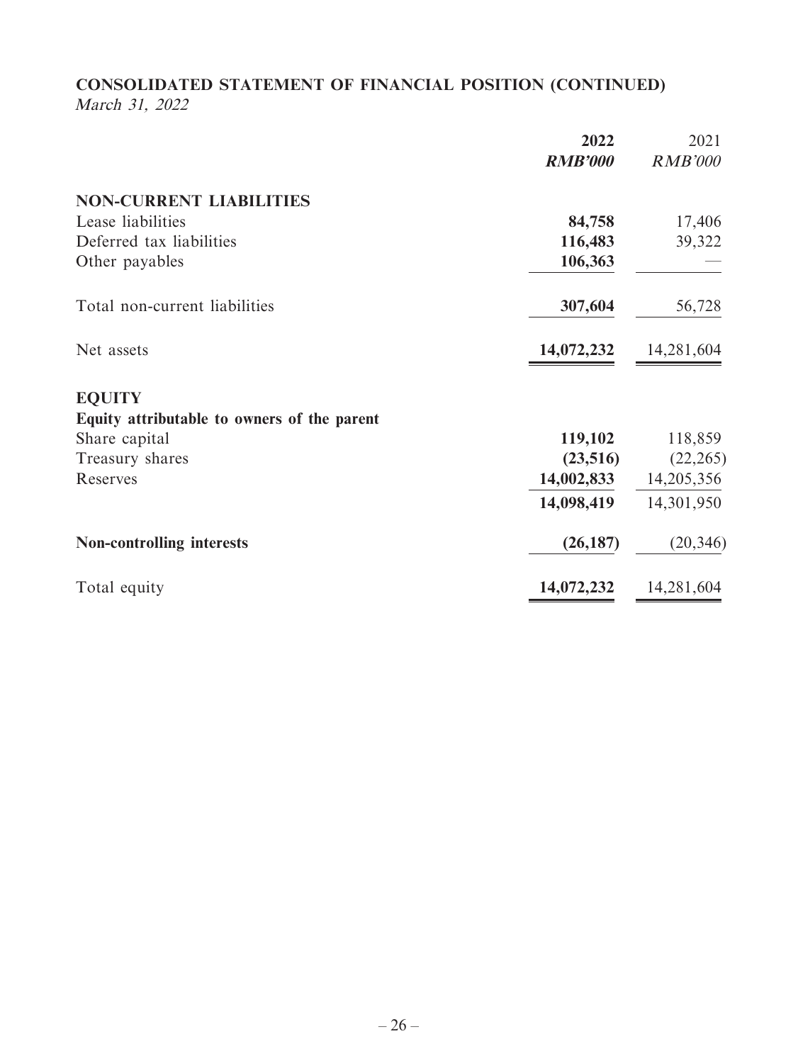## CONSOLIDATED STATEMENT OF FINANCIAL POSITION (CONTINUED)

*March 31, 2022*

| | 2022 | 2021 |
|---|---|---|
| | ***RMB'000*** | *RMB'000* |
| **NON-CURRENT LIABILITIES** | | |
| Lease liabilities | **84,758** | 17,406 |
| Deferred tax liabilities | **116,483** | 39,322 |
| Other payables | **106,363** | — |
| Total non-current liabilities | **307,604** | 56,728 |
| Net assets | **14,072,232** | 14,281,604 |
| **EQUITY** | | |
| **Equity attributable to owners of the parent** | | |
| Share capital | **119,102** | 118,859 |
| Treasury shares | **(23,516)** | (22,265) |
| Reserves | **14,002,833** | 14,205,356 |
| | **14,098,419** | 14,301,950 |
| **Non-controlling interests** | **(26,187)** | (20,346) |
| Total equity | **14,072,232** | 14,281,604 |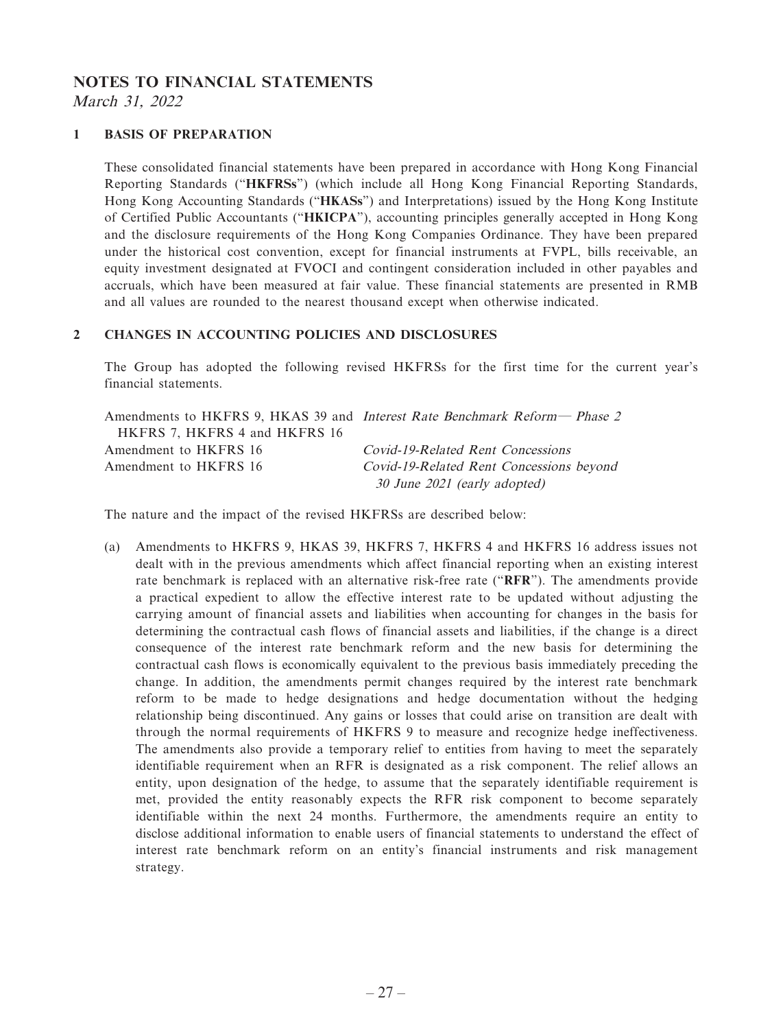# NOTES TO FINANCIAL STATEMENTS

*March 31, 2022*

## 1 BASIS OF PREPARATION

These consolidated financial statements have been prepared in accordance with Hong Kong Financial Reporting Standards ("**HKFRSs**") (which include all Hong Kong Financial Reporting Standards, Hong Kong Accounting Standards ("**HKASs**") and Interpretations) issued by the Hong Kong Institute of Certified Public Accountants ("**HKICPA**"), accounting principles generally accepted in Hong Kong and the disclosure requirements of the Hong Kong Companies Ordinance. They have been prepared under the historical cost convention, except for financial instruments at FVPL, bills receivable, an equity investment designated at FVOCI and contingent consideration included in other payables and accruals, which have been measured at fair value. These financial statements are presented in RMB and all values are rounded to the nearest thousand except when otherwise indicated.

## 2 CHANGES IN ACCOUNTING POLICIES AND DISCLOSURES

The Group has adopted the following revised HKFRSs for the first time for the current year's financial statements.

| | |
|---|---|
| Amendments to HKFRS 9, HKAS 39 and HKFRS 7, HKFRS 4 and HKFRS 16 | *Interest Rate Benchmark Reform— Phase 2* |
| Amendment to HKFRS 16 | *Covid-19-Related Rent Concessions* |
| Amendment to HKFRS 16 | *Covid-19-Related Rent Concessions beyond 30 June 2021 (early adopted)* |

The nature and the impact of the revised HKFRSs are described below:

(a) Amendments to HKFRS 9, HKAS 39, HKFRS 7, HKFRS 4 and HKFRS 16 address issues not dealt with in the previous amendments which affect financial reporting when an existing interest rate benchmark is replaced with an alternative risk-free rate ("**RFR**"). The amendments provide a practical expedient to allow the effective interest rate to be updated without adjusting the carrying amount of financial assets and liabilities when accounting for changes in the basis for determining the contractual cash flows of financial assets and liabilities, if the change is a direct consequence of the interest rate benchmark reform and the new basis for determining the contractual cash flows is economically equivalent to the previous basis immediately preceding the change. In addition, the amendments permit changes required by the interest rate benchmark reform to be made to hedge designations and hedge documentation without the hedging relationship being discontinued. Any gains or losses that could arise on transition are dealt with through the normal requirements of HKFRS 9 to measure and recognize hedge ineffectiveness. The amendments also provide a temporary relief to entities from having to meet the separately identifiable requirement when an RFR is designated as a risk component. The relief allows an entity, upon designation of the hedge, to assume that the separately identifiable requirement is met, provided the entity reasonably expects the RFR risk component to become separately identifiable within the next 24 months. Furthermore, the amendments require an entity to disclose additional information to enable users of financial statements to understand the effect of interest rate benchmark reform on an entity's financial instruments and risk management strategy.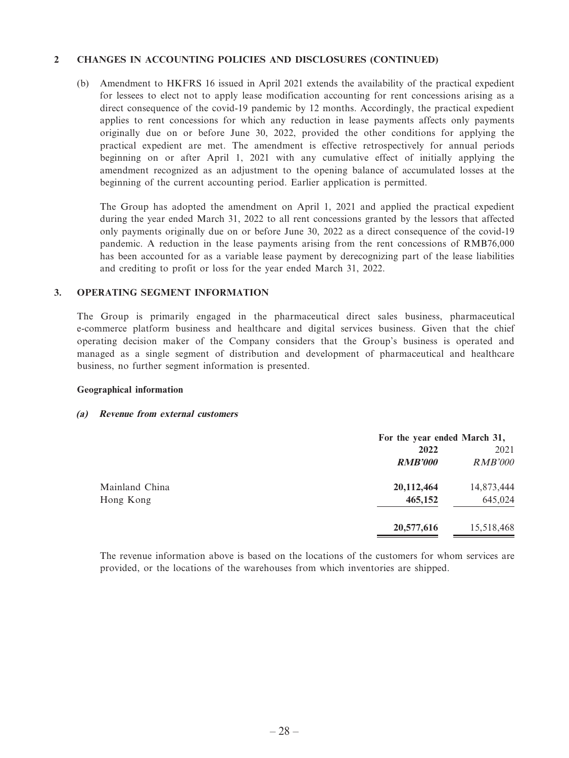## 2 CHANGES IN ACCOUNTING POLICIES AND DISCLOSURES (CONTINUED)

(b) Amendment to HKFRS 16 issued in April 2021 extends the availability of the practical expedient for lessees to elect not to apply lease modification accounting for rent concessions arising as a direct consequence of the covid-19 pandemic by 12 months. Accordingly, the practical expedient applies to rent concessions for which any reduction in lease payments affects only payments originally due on or before June 30, 2022, provided the other conditions for applying the practical expedient are met. The amendment is effective retrospectively for annual periods beginning on or after April 1, 2021 with any cumulative effect of initially applying the amendment recognized as an adjustment to the opening balance of accumulated losses at the beginning of the current accounting period. Earlier application is permitted.

The Group has adopted the amendment on April 1, 2021 and applied the practical expedient during the year ended March 31, 2022 to all rent concessions granted by the lessors that affected only payments originally due on or before June 30, 2022 as a direct consequence of the covid-19 pandemic. A reduction in the lease payments arising from the rent concessions of RMB76,000 has been accounted for as a variable lease payment by derecognizing part of the lease liabilities and crediting to profit or loss for the year ended March 31, 2022.

## 3. OPERATING SEGMENT INFORMATION

The Group is primarily engaged in the pharmaceutical direct sales business, pharmaceutical e-commerce platform business and healthcare and digital services business. Given that the chief operating decision maker of the Company considers that the Group's business is operated and managed as a single segment of distribution and development of pharmaceutical and healthcare business, no further segment information is presented.

**Geographical information**

***(a) Revenue from external customers***

| | For the year ended March 31, | |
|---|---|---|
| | **2022** | 2021 |
| | ***RMB'000*** | *RMB'000* |
| Mainland China | **20,112,464** | 14,873,444 |
| Hong Kong | **465,152** | 645,024 |
| | **20,577,616** | 15,518,468 |

The revenue information above is based on the locations of the customers for whom services are provided, or the locations of the warehouses from which inventories are shipped.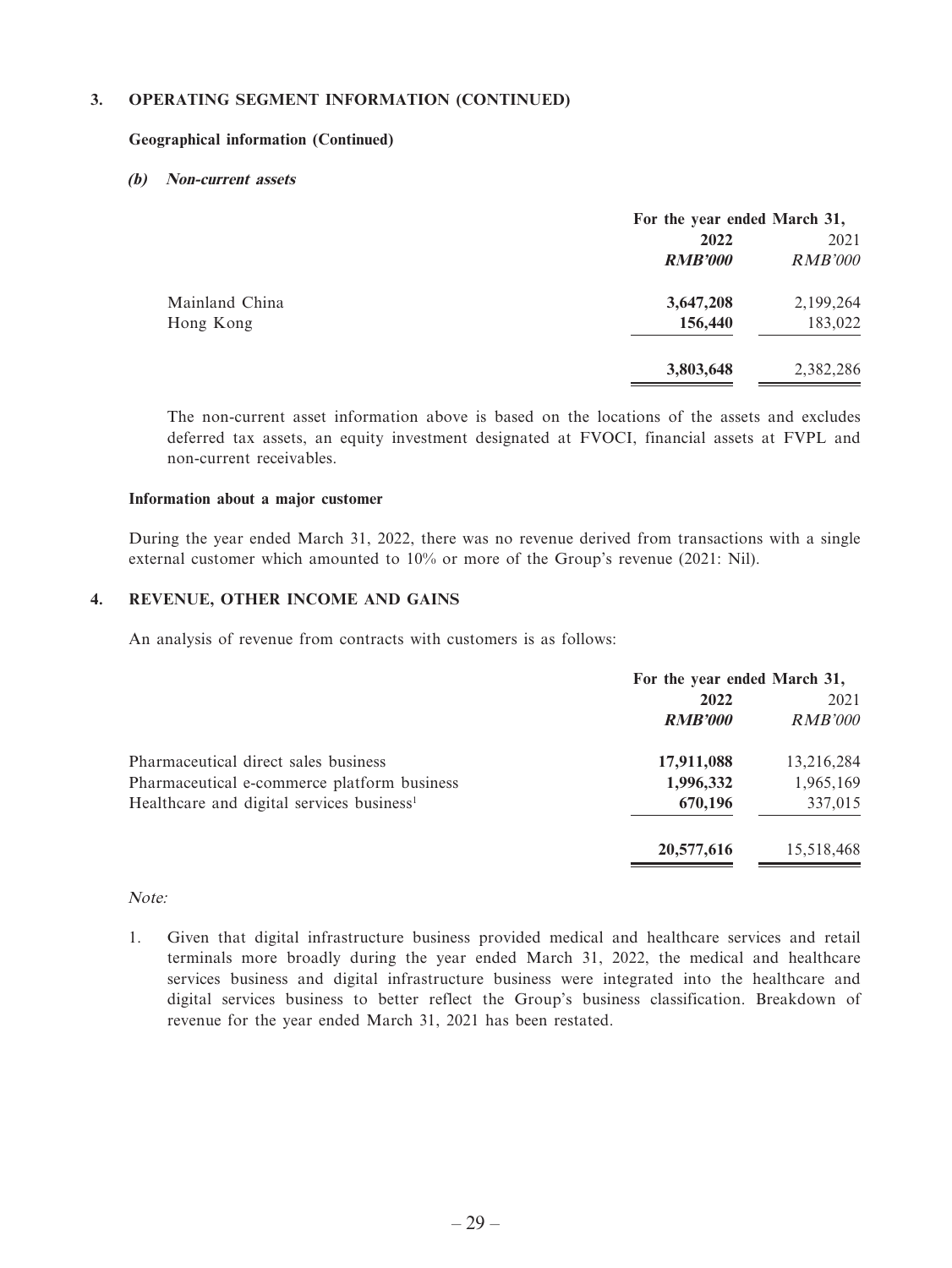### 3. OPERATING SEGMENT INFORMATION (CONTINUED)

**Geographical information (Continued)**

***(b) Non-current assets***

| | For the year ended March 31, | |
|---|---|---|
| | **2022** | 2021 |
| | ***RMB'000*** | *RMB'000* |
| Mainland China | **3,647,208** | 2,199,264 |
| Hong Kong | **156,440** | 183,022 |
| | **3,803,648** | 2,382,286 |

The non-current asset information above is based on the locations of the assets and excludes deferred tax assets, an equity investment designated at FVOCI, financial assets at FVPL and non-current receivables.

**Information about a major customer**

During the year ended March 31, 2022, there was no revenue derived from transactions with a single external customer which amounted to 10% or more of the Group's revenue (2021: Nil).

### 4. REVENUE, OTHER INCOME AND GAINS

An analysis of revenue from contracts with customers is as follows:

| | For the year ended March 31, | |
|---|---|---|
| | **2022** | 2021 |
| | ***RMB'000*** | *RMB'000* |
| Pharmaceutical direct sales business | **17,911,088** | 13,216,284 |
| Pharmaceutical e-commerce platform business | **1,996,332** | 1,965,169 |
| Healthcare and digital services business[1] | **670,196** | 337,015 |
| | **20,577,616** | 15,518,468 |

*Note:*

1. Given that digital infrastructure business provided medical and healthcare services and retail terminals more broadly during the year ended March 31, 2022, the medical and healthcare services business and digital infrastructure business were integrated into the healthcare and digital services business to better reflect the Group's business classification. Breakdown of revenue for the year ended March 31, 2021 has been restated.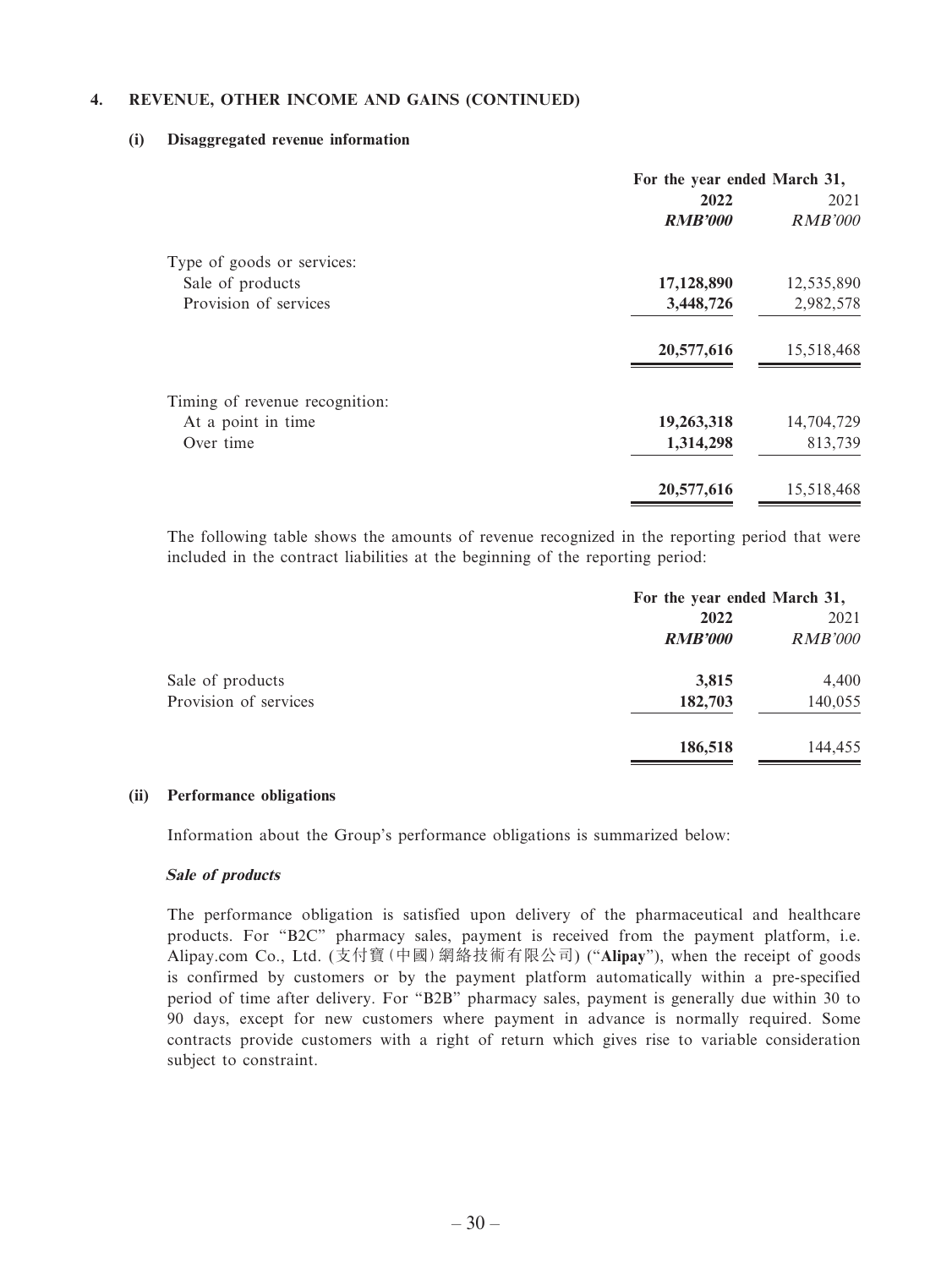## 4. REVENUE, OTHER INCOME AND GAINS (CONTINUED)

### (i) Disaggregated revenue information

| | For the year ended March 31, | |
|---|---|---|
| | **2022** | 2021 |
| | ***RMB'000*** | *RMB'000* |
| Type of goods or services: | | |
| Sale of products | **17,128,890** | 12,535,890 |
| Provision of services | **3,448,726** | 2,982,578 |
| | **20,577,616** | 15,518,468 |
| Timing of revenue recognition: | | |
| At a point in time | **19,263,318** | 14,704,729 |
| Over time | **1,314,298** | 813,739 |
| | **20,577,616** | 15,518,468 |

The following table shows the amounts of revenue recognized in the reporting period that were included in the contract liabilities at the beginning of the reporting period:

| | For the year ended March 31, | |
|---|---|---|
| | **2022** | 2021 |
| | ***RMB'000*** | *RMB'000* |
| Sale of products | **3,815** | 4,400 |
| Provision of services | **182,703** | 140,055 |
| | **186,518** | 144,455 |

### (ii) Performance obligations

Information about the Group's performance obligations is summarized below:

***Sale of products***

The performance obligation is satisfied upon delivery of the pharmaceutical and healthcare products. For "B2C" pharmacy sales, payment is received from the payment platform, i.e. Alipay.com Co., Ltd. (支付寶(中國)網絡技術有限公司) ("**Alipay**"), when the receipt of goods is confirmed by customers or by the payment platform automatically within a pre-specified period of time after delivery. For "B2B" pharmacy sales, payment is generally due within 30 to 90 days, except for new customers where payment in advance is normally required. Some contracts provide customers with a right of return which gives rise to variable consideration subject to constraint.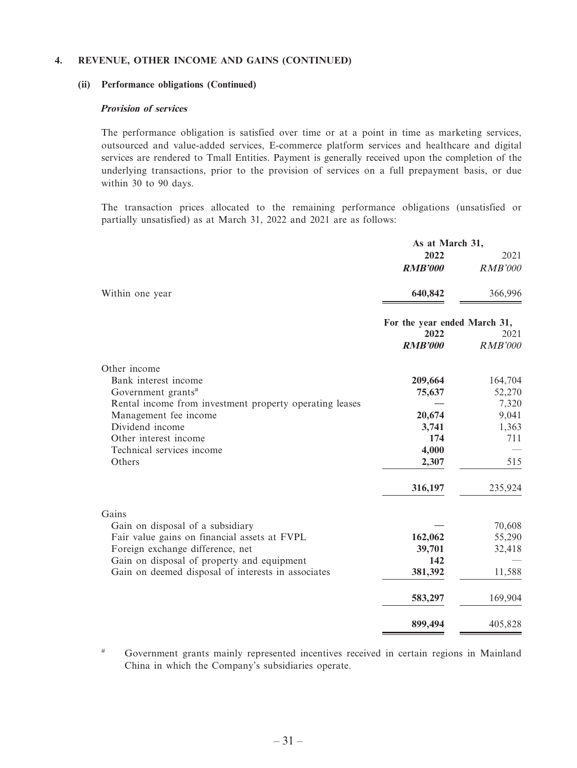## 4. REVENUE, OTHER INCOME AND GAINS (CONTINUED)

### (ii) Performance obligations (Continued)

***Provision of services***

The performance obligation is satisfied over time or at a point in time as marketing services, outsourced and value-added services, E-commerce platform services and healthcare and digital services are rendered to Tmall Entities. Payment is generally received upon the completion of the underlying transactions, prior to the provision of services on a full prepayment basis, or due within 30 to 90 days.

The transaction prices allocated to the remaining performance obligations (unsatisfied or partially unsatisfied) as at March 31, 2022 and 2021 are as follows:

| | As at March 31, | |
|---|---|---|
| | **2022** | 2021 |
| | ***RMB'000*** | *RMB'000* |
| Within one year | **640,842** | 366,996 |

| | For the year ended March 31, | |
|---|---|---|
| | **2022** | 2021 |
| | ***RMB'000*** | *RMB'000* |
| Other income | | |
| Bank interest income | **209,664** | 164,704 |
| Government grants# | **75,637** | 52,270 |
| Rental income from investment property operating leases | **—** | 7,320 |
| Management fee income | **20,674** | 9,041 |
| Dividend income | **3,741** | 1,363 |
| Other interest income | **174** | 711 |
| Technical services income | **4,000** | — |
| Others | **2,307** | 515 |
| | **316,197** | 235,924 |
| Gains | | |
| Gain on disposal of a subsidiary | **—** | 70,608 |
| Fair value gains on financial assets at FVPL | **162,062** | 55,290 |
| Foreign exchange difference, net | **39,701** | 32,418 |
| Gain on disposal of property and equipment | **142** | — |
| Gain on deemed disposal of interests in associates | **381,392** | 11,588 |
| | **583,297** | 169,904 |
| | **899,494** | 405,828 |

# Government grants mainly represented incentives received in certain regions in Mainland China in which the Company's subsidiaries operate.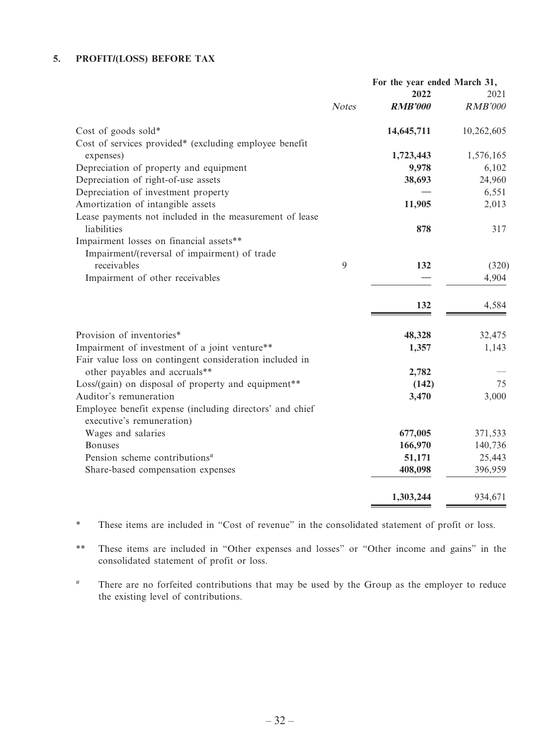### 5. PROFIT/(LOSS) BEFORE TAX

| | | For the year ended March 31, | |
|---|---|---|---|
| | | **2022** | 2021 |
| | *Notes* | ***RMB'000*** | *RMB'000* |
| Cost of goods sold* | | **14,645,711** | 10,262,605 |
| Cost of services provided* (excluding employee benefit expenses) | | **1,723,443** | 1,576,165 |
| Depreciation of property and equipment | | **9,978** | 6,102 |
| Depreciation of right-of-use assets | | **38,693** | 24,960 |
| Depreciation of investment property | | **—** | 6,551 |
| Amortization of intangible assets | | **11,905** | 2,013 |
| Lease payments not included in the measurement of lease liabilities | | **878** | 317 |
| Impairment losses on financial assets** | | | |
| Impairment/(reversal of impairment) of trade receivables | 9 | **132** | (320) |
| Impairment of other receivables | | **—** | 4,904 |
| | | **132** | 4,584 |
| Provision of inventories* | | **48,328** | 32,475 |
| Impairment of investment of a joint venture** | | **1,357** | 1,143 |
| Fair value loss on contingent consideration included in other payables and accruals** | | **2,782** | — |
| Loss/(gain) on disposal of property and equipment** | | **(142)** | 75 |
| Auditor's remuneration | | **3,470** | 3,000 |
| Employee benefit expense (including directors' and chief executive's remuneration) | | | |
| Wages and salaries | | **677,005** | 371,533 |
| Bonuses | | **166,970** | 140,736 |
| Pension scheme contributions# | | **51,171** | 25,443 |
| Share-based compensation expenses | | **408,098** | 396,959 |
| | | **1,303,244** | 934,671 |

\* These items are included in "Cost of revenue" in the consolidated statement of profit or loss.

** These items are included in "Other expenses and losses" or "Other income and gains" in the consolidated statement of profit or loss.

\# There are no forfeited contributions that may be used by the Group as the employer to reduce the existing level of contributions.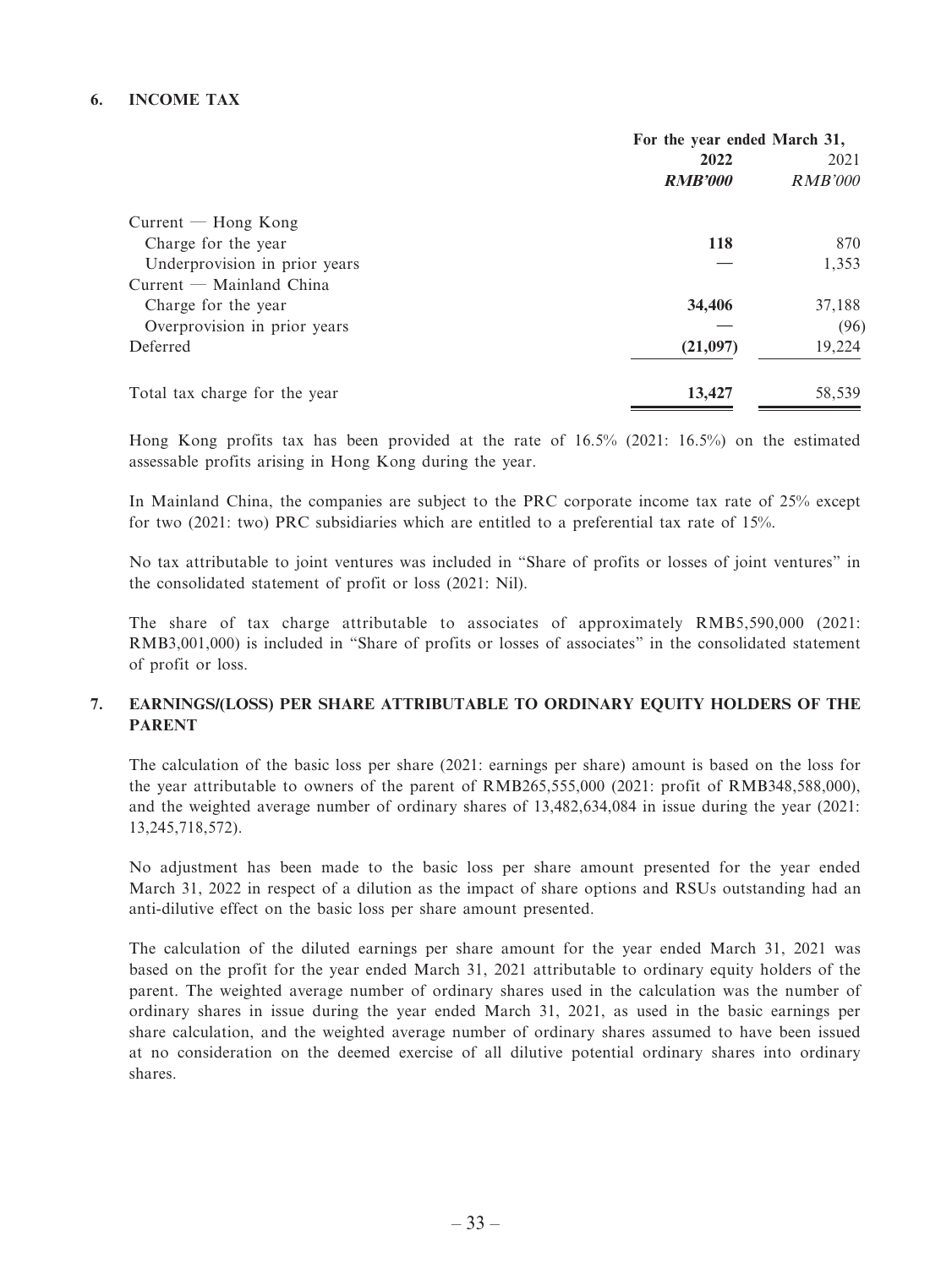## 6. INCOME TAX

| | For the year ended March 31, | |
|---|---|---|
| | **2022** | 2021 |
| | ***RMB'000*** | *RMB'000* |
| Current — Hong Kong | | |
| Charge for the year | **118** | 870 |
| Underprovision in prior years | **—** | 1,353 |
| Current — Mainland China | | |
| Charge for the year | **34,406** | 37,188 |
| Overprovision in prior years | **—** | (96) |
| Deferred | **(21,097)** | 19,224 |
| Total tax charge for the year | **13,427** | 58,539 |

Hong Kong profits tax has been provided at the rate of 16.5% (2021: 16.5%) on the estimated assessable profits arising in Hong Kong during the year.

In Mainland China, the companies are subject to the PRC corporate income tax rate of 25% except for two (2021: two) PRC subsidiaries which are entitled to a preferential tax rate of 15%.

No tax attributable to joint ventures was included in "Share of profits or losses of joint ventures" in the consolidated statement of profit or loss (2021: Nil).

The share of tax charge attributable to associates of approximately RMB5,590,000 (2021: RMB3,001,000) is included in "Share of profits or losses of associates" in the consolidated statement of profit or loss.

## 7. EARNINGS/(LOSS) PER SHARE ATTRIBUTABLE TO ORDINARY EQUITY HOLDERS OF THE PARENT

The calculation of the basic loss per share (2021: earnings per share) amount is based on the loss for the year attributable to owners of the parent of RMB265,555,000 (2021: profit of RMB348,588,000), and the weighted average number of ordinary shares of 13,482,634,084 in issue during the year (2021: 13,245,718,572).

No adjustment has been made to the basic loss per share amount presented for the year ended March 31, 2022 in respect of a dilution as the impact of share options and RSUs outstanding had an anti-dilutive effect on the basic loss per share amount presented.

The calculation of the diluted earnings per share amount for the year ended March 31, 2021 was based on the profit for the year ended March 31, 2021 attributable to ordinary equity holders of the parent. The weighted average number of ordinary shares used in the calculation was the number of ordinary shares in issue during the year ended March 31, 2021, as used in the basic earnings per share calculation, and the weighted average number of ordinary shares assumed to have been issued at no consideration on the deemed exercise of all dilutive potential ordinary shares into ordinary shares.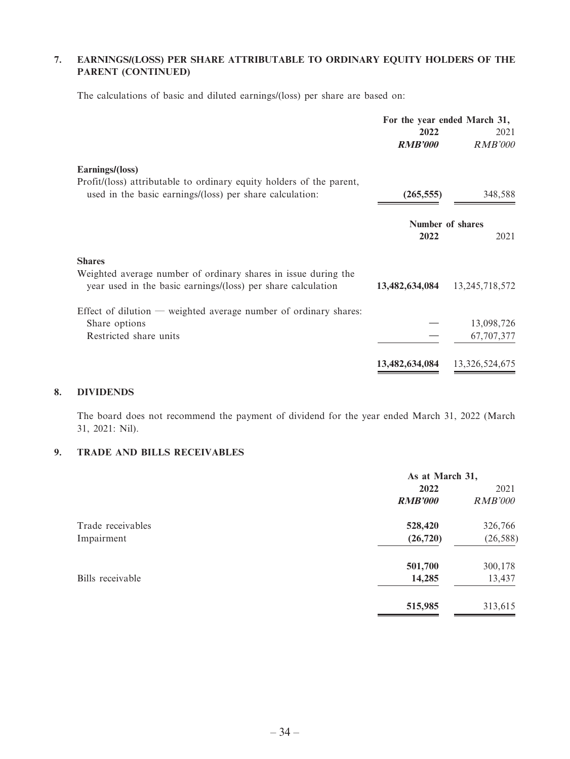## 7. EARNINGS/(LOSS) PER SHARE ATTRIBUTABLE TO ORDINARY EQUITY HOLDERS OF THE PARENT (CONTINUED)

The calculations of basic and diluted earnings/(loss) per share are based on:

| | For the year ended March 31, | |
|---|---|---|
| | **2022** | 2021 |
| | ***RMB'000*** | *RMB'000* |
| **Earnings/(loss)** | | |
| Profit/(loss) attributable to ordinary equity holders of the parent, used in the basic earnings/(loss) per share calculation: | **(265,555)** | 348,588 |

| | Number of shares | |
|---|---|---|
| | **2022** | 2021 |
| **Shares** | | |
| Weighted average number of ordinary shares in issue during the year used in the basic earnings/(loss) per share calculation | **13,482,634,084** | 13,245,718,572 |
| Effect of dilution — weighted average number of ordinary shares: | | |
| Share options | — | 13,098,726 |
| Restricted share units | — | 67,707,377 |
| | **13,482,634,084** | 13,326,524,675 |

## 8. DIVIDENDS

The board does not recommend the payment of dividend for the year ended March 31, 2022 (March 31, 2021: Nil).

## 9. TRADE AND BILLS RECEIVABLES

| | As at March 31, | |
|---|---|---|
| | **2022** | 2021 |
| | ***RMB'000*** | *RMB'000* |
| Trade receivables | **528,420** | 326,766 |
| Impairment | **(26,720)** | (26,588) |
| | **501,700** | 300,178 |
| Bills receivable | **14,285** | 13,437 |
| | **515,985** | 313,615 |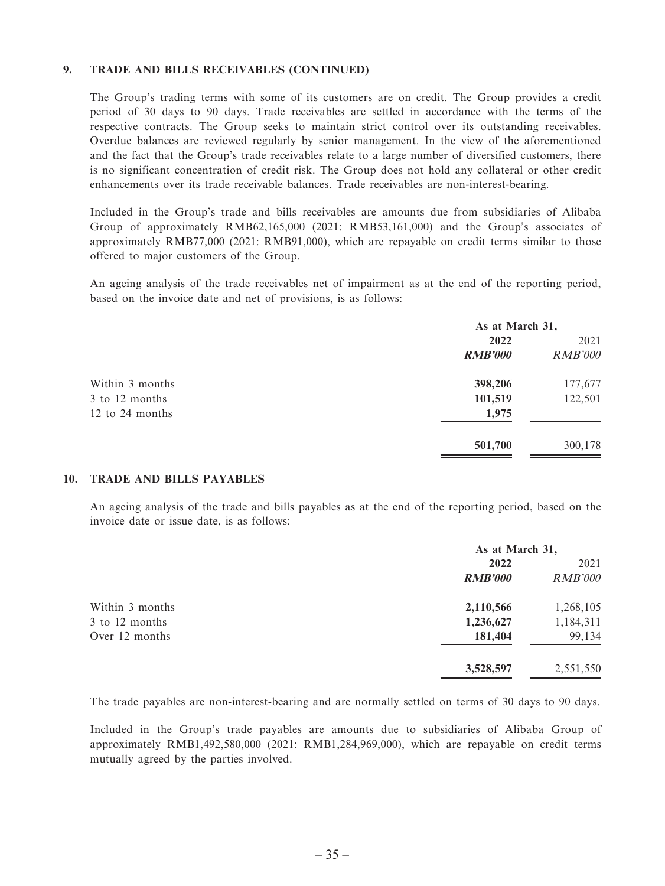## 9. TRADE AND BILLS RECEIVABLES (CONTINUED)

The Group's trading terms with some of its customers are on credit. The Group provides a credit period of 30 days to 90 days. Trade receivables are settled in accordance with the terms of the respective contracts. The Group seeks to maintain strict control over its outstanding receivables. Overdue balances are reviewed regularly by senior management. In the view of the aforementioned and the fact that the Group's trade receivables relate to a large number of diversified customers, there is no significant concentration of credit risk. The Group does not hold any collateral or other credit enhancements over its trade receivable balances. Trade receivables are non-interest-bearing.

Included in the Group's trade and bills receivables are amounts due from subsidiaries of Alibaba Group of approximately RMB62,165,000 (2021: RMB53,161,000) and the Group's associates of approximately RMB77,000 (2021: RMB91,000), which are repayable on credit terms similar to those offered to major customers of the Group.

An ageing analysis of the trade receivables net of impairment as at the end of the reporting period, based on the invoice date and net of provisions, is as follows:

| | As at March 31, | |
|---|---|---|
| | **2022** | 2021 |
| | ***RMB'000*** | *RMB'000* |
| Within 3 months | **398,206** | 177,677 |
| 3 to 12 months | **101,519** | 122,501 |
| 12 to 24 months | **1,975** | — |
| | **501,700** | 300,178 |

## 10. TRADE AND BILLS PAYABLES

An ageing analysis of the trade and bills payables as at the end of the reporting period, based on the invoice date or issue date, is as follows:

| | As at March 31, | |
|---|---|---|
| | **2022** | 2021 |
| | ***RMB'000*** | *RMB'000* |
| Within 3 months | **2,110,566** | 1,268,105 |
| 3 to 12 months | **1,236,627** | 1,184,311 |
| Over 12 months | **181,404** | 99,134 |
| | **3,528,597** | 2,551,550 |

The trade payables are non-interest-bearing and are normally settled on terms of 30 days to 90 days.

Included in the Group's trade payables are amounts due to subsidiaries of Alibaba Group of approximately RMB1,492,580,000 (2021: RMB1,284,969,000), which are repayable on credit terms mutually agreed by the parties involved.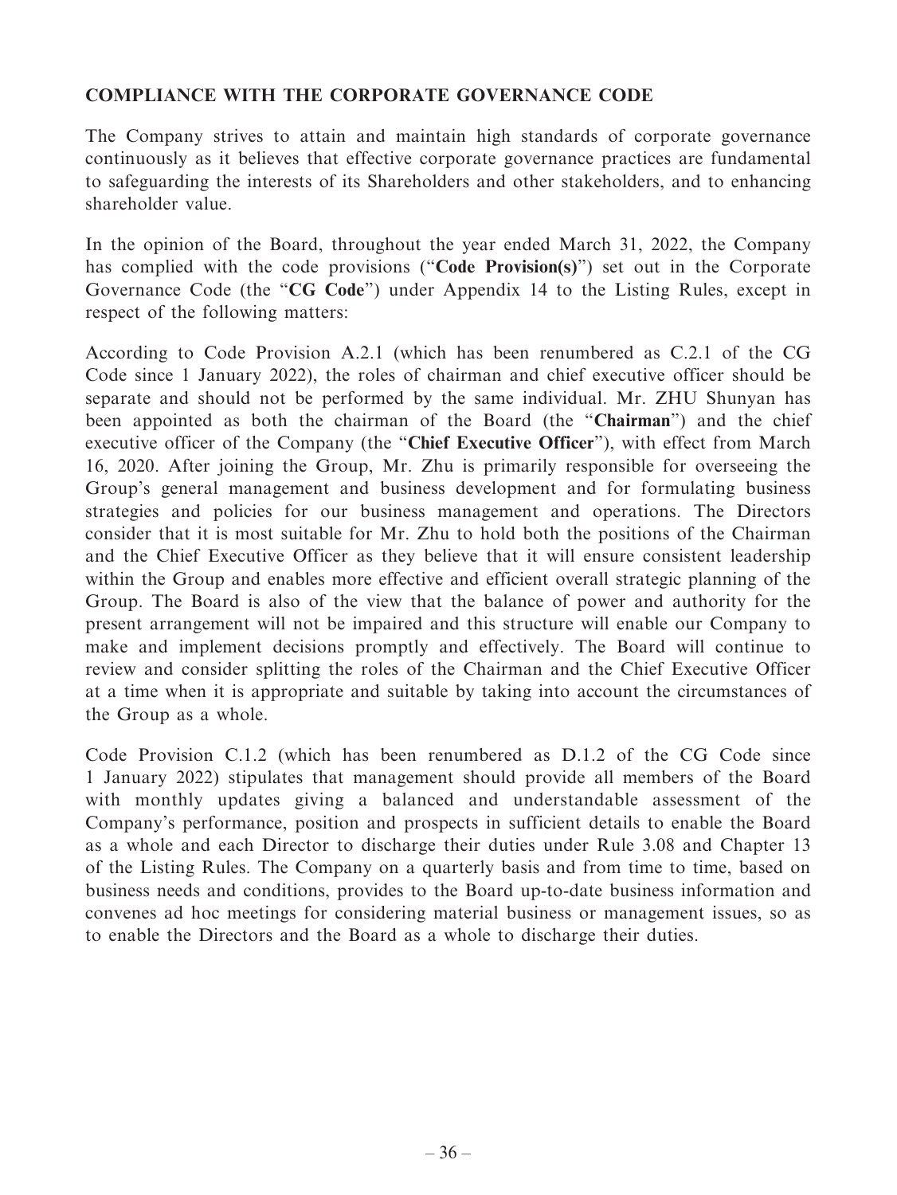## COMPLIANCE WITH THE CORPORATE GOVERNANCE CODE

The Company strives to attain and maintain high standards of corporate governance continuously as it believes that effective corporate governance practices are fundamental to safeguarding the interests of its Shareholders and other stakeholders, and to enhancing shareholder value.

In the opinion of the Board, throughout the year ended March 31, 2022, the Company has complied with the code provisions ("**Code Provision(s)**") set out in the Corporate Governance Code (the "**CG Code**") under Appendix 14 to the Listing Rules, except in respect of the following matters:

According to Code Provision A.2.1 (which has been renumbered as C.2.1 of the CG Code since 1 January 2022), the roles of chairman and chief executive officer should be separate and should not be performed by the same individual. Mr. ZHU Shunyan has been appointed as both the chairman of the Board (the "**Chairman**") and the chief executive officer of the Company (the "**Chief Executive Officer**"), with effect from March 16, 2020. After joining the Group, Mr. Zhu is primarily responsible for overseeing the Group's general management and business development and for formulating business strategies and policies for our business management and operations. The Directors consider that it is most suitable for Mr. Zhu to hold both the positions of the Chairman and the Chief Executive Officer as they believe that it will ensure consistent leadership within the Group and enables more effective and efficient overall strategic planning of the Group. The Board is also of the view that the balance of power and authority for the present arrangement will not be impaired and this structure will enable our Company to make and implement decisions promptly and effectively. The Board will continue to review and consider splitting the roles of the Chairman and the Chief Executive Officer at a time when it is appropriate and suitable by taking into account the circumstances of the Group as a whole.

Code Provision C.1.2 (which has been renumbered as D.1.2 of the CG Code since 1 January 2022) stipulates that management should provide all members of the Board with monthly updates giving a balanced and understandable assessment of the Company's performance, position and prospects in sufficient details to enable the Board as a whole and each Director to discharge their duties under Rule 3.08 and Chapter 13 of the Listing Rules. The Company on a quarterly basis and from time to time, based on business needs and conditions, provides to the Board up-to-date business information and convenes ad hoc meetings for considering material business or management issues, so as to enable the Directors and the Board as a whole to discharge their duties.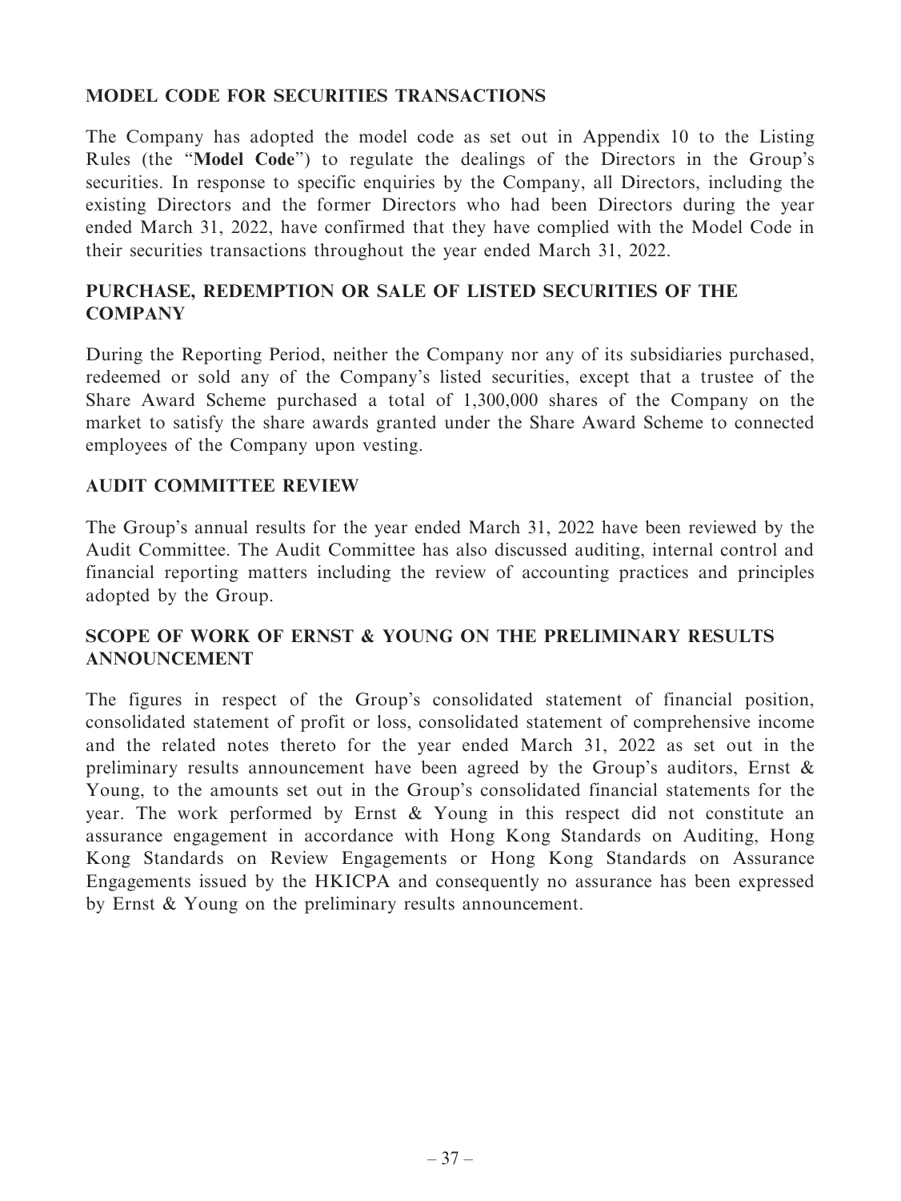## MODEL CODE FOR SECURITIES TRANSACTIONS

The Company has adopted the model code as set out in Appendix 10 to the Listing Rules (the "**Model Code**") to regulate the dealings of the Directors in the Group's securities. In response to specific enquiries by the Company, all Directors, including the existing Directors and the former Directors who had been Directors during the year ended March 31, 2022, have confirmed that they have complied with the Model Code in their securities transactions throughout the year ended March 31, 2022.

## PURCHASE, REDEMPTION OR SALE OF LISTED SECURITIES OF THE COMPANY

During the Reporting Period, neither the Company nor any of its subsidiaries purchased, redeemed or sold any of the Company's listed securities, except that a trustee of the Share Award Scheme purchased a total of 1,300,000 shares of the Company on the market to satisfy the share awards granted under the Share Award Scheme to connected employees of the Company upon vesting.

## AUDIT COMMITTEE REVIEW

The Group's annual results for the year ended March 31, 2022 have been reviewed by the Audit Committee. The Audit Committee has also discussed auditing, internal control and financial reporting matters including the review of accounting practices and principles adopted by the Group.

## SCOPE OF WORK OF ERNST & YOUNG ON THE PRELIMINARY RESULTS ANNOUNCEMENT

The figures in respect of the Group's consolidated statement of financial position, consolidated statement of profit or loss, consolidated statement of comprehensive income and the related notes thereto for the year ended March 31, 2022 as set out in the preliminary results announcement have been agreed by the Group's auditors, Ernst & Young, to the amounts set out in the Group's consolidated financial statements for the year. The work performed by Ernst & Young in this respect did not constitute an assurance engagement in accordance with Hong Kong Standards on Auditing, Hong Kong Standards on Review Engagements or Hong Kong Standards on Assurance Engagements issued by the HKICPA and consequently no assurance has been expressed by Ernst & Young on the preliminary results announcement.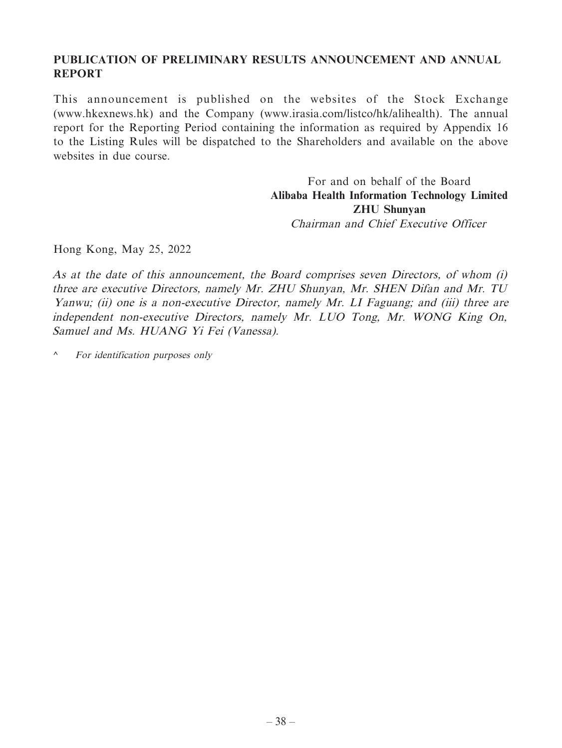## PUBLICATION OF PRELIMINARY RESULTS ANNOUNCEMENT AND ANNUAL REPORT

This announcement is published on the websites of the Stock Exchange (www.hkexnews.hk) and the Company (www.irasia.com/listco/hk/alihealth). The annual report for the Reporting Period containing the information as required by Appendix 16 to the Listing Rules will be dispatched to the Shareholders and available on the above websites in due course.

For and on behalf of the Board
**Alibaba Health Information Technology Limited**
**ZHU Shunyan**
*Chairman and Chief Executive Officer*

Hong Kong, May 25, 2022

*As at the date of this announcement, the Board comprises seven Directors, of whom (i) three are executive Directors, namely Mr. ZHU Shunyan, Mr. SHEN Difan and Mr. TU Yanwu; (ii) one is a non-executive Director, namely Mr. LI Faguang; and (iii) three are independent non-executive Directors, namely Mr. LUO Tong, Mr. WONG King On, Samuel and Ms. HUANG Yi Fei (Vanessa).*

^ *For identification purposes only*